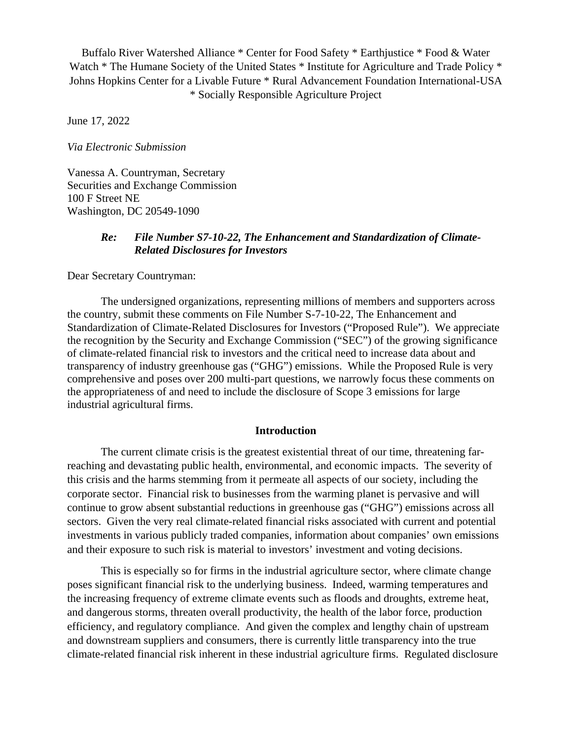Buffalo River Watershed Alliance * Center for Food Safety * Earthjustice * Food & Water Watch * The Humane Society of the United States * Institute for Agriculture and Trade Policy * Johns Hopkins Center for a Livable Future * Rural Advancement Foundation International-USA * Socially Responsible Agriculture Project

June 17, 2022

*Via Electronic Submission*

Vanessa A. Countryman, Secretary
Securities and Exchange Commission
100 F Street NE
Washington, DC 20549-1090

***Re: File Number S7-10-22, The Enhancement and Standardization of Climate-Related Disclosures for Investors***

Dear Secretary Countryman:

The undersigned organizations, representing millions of members and supporters across the country, submit these comments on File Number S-7-10-22, The Enhancement and Standardization of Climate-Related Disclosures for Investors ("Proposed Rule"). We appreciate the recognition by the Security and Exchange Commission ("SEC") of the growing significance of climate-related financial risk to investors and the critical need to increase data about and transparency of industry greenhouse gas ("GHG") emissions. While the Proposed Rule is very comprehensive and poses over 200 multi-part questions, we narrowly focus these comments on the appropriateness of and need to include the disclosure of Scope 3 emissions for large industrial agricultural firms.

## Introduction

The current climate crisis is the greatest existential threat of our time, threatening far-reaching and devastating public health, environmental, and economic impacts. The severity of this crisis and the harms stemming from it permeate all aspects of our society, including the corporate sector. Financial risk to businesses from the warming planet is pervasive and will continue to grow absent substantial reductions in greenhouse gas ("GHG") emissions across all sectors. Given the very real climate-related financial risks associated with current and potential investments in various publicly traded companies, information about companies' own emissions and their exposure to such risk is material to investors' investment and voting decisions.

This is especially so for firms in the industrial agriculture sector, where climate change poses significant financial risk to the underlying business. Indeed, warming temperatures and the increasing frequency of extreme climate events such as floods and droughts, extreme heat, and dangerous storms, threaten overall productivity, the health of the labor force, production efficiency, and regulatory compliance. And given the complex and lengthy chain of upstream and downstream suppliers and consumers, there is currently little transparency into the true climate-related financial risk inherent in these industrial agriculture firms. Regulated disclosure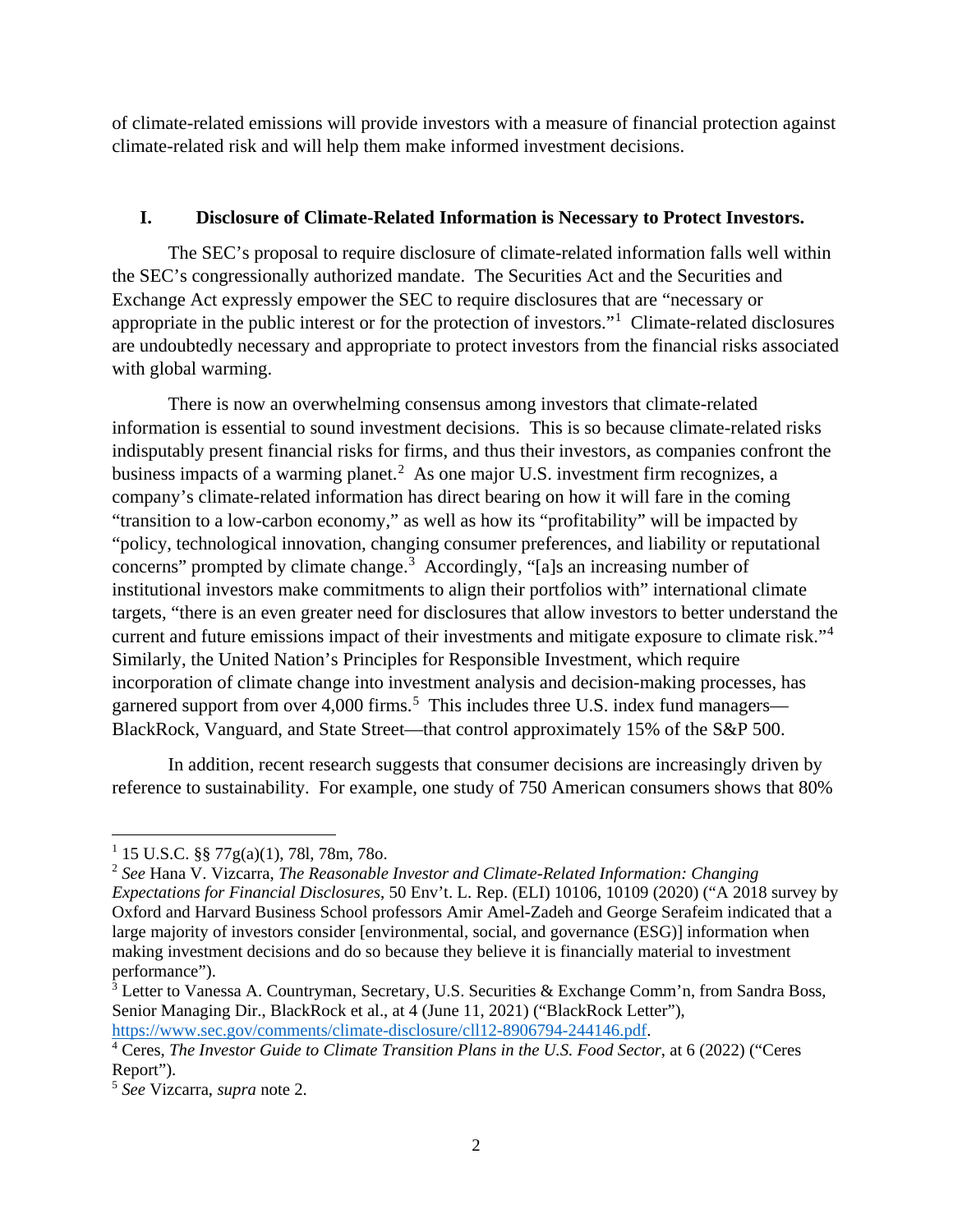of climate-related emissions will provide investors with a measure of financial protection against climate-related risk and will help them make informed investment decisions.

## I. Disclosure of Climate-Related Information is Necessary to Protect Investors.

The SEC's proposal to require disclosure of climate-related information falls well within the SEC's congressionally authorized mandate. The Securities Act and the Securities and Exchange Act expressly empower the SEC to require disclosures that are "necessary or appropriate in the public interest or for the protection of investors."[1] Climate-related disclosures are undoubtedly necessary and appropriate to protect investors from the financial risks associated with global warming.

There is now an overwhelming consensus among investors that climate-related information is essential to sound investment decisions. This is so because climate-related risks indisputably present financial risks for firms, and thus their investors, as companies confront the business impacts of a warming planet.[2] As one major U.S. investment firm recognizes, a company's climate-related information has direct bearing on how it will fare in the coming "transition to a low-carbon economy," as well as how its "profitability" will be impacted by "policy, technological innovation, changing consumer preferences, and liability or reputational concerns" prompted by climate change.[3] Accordingly, "[a]s an increasing number of institutional investors make commitments to align their portfolios with" international climate targets, "there is an even greater need for disclosures that allow investors to better understand the current and future emissions impact of their investments and mitigate exposure to climate risk."[4] Similarly, the United Nation's Principles for Responsible Investment, which require incorporation of climate change into investment analysis and decision-making processes, has garnered support from over 4,000 firms.[5] This includes three U.S. index fund managers—BlackRock, Vanguard, and State Street—that control approximately 15% of the S&P 500.

In addition, recent research suggests that consumer decisions are increasingly driven by reference to sustainability. For example, one study of 750 American consumers shows that 80%

---

[1] 15 U.S.C. §§ 77g(a)(1), 78l, 78m, 78o.

[2] *See* Hana V. Vizcarra, *The Reasonable Investor and Climate-Related Information: Changing Expectations for Financial Disclosures*, 50 Env't. L. Rep. (ELI) 10106, 10109 (2020) ("A 2018 survey by Oxford and Harvard Business School professors Amir Amel-Zadeh and George Serafeim indicated that a large majority of investors consider [environmental, social, and governance (ESG)] information when making investment decisions and do so because they believe it is financially material to investment performance").

[3] Letter to Vanessa A. Countryman, Secretary, U.S. Securities & Exchange Comm'n, from Sandra Boss, Senior Managing Dir., BlackRock et al., at 4 (June 11, 2021) ("BlackRock Letter"), https://www.sec.gov/comments/climate-disclosure/cll12-8906794-244146.pdf.

[4] Ceres, *The Investor Guide to Climate Transition Plans in the U.S. Food Sector*, at 6 (2022) ("Ceres Report").

[5] *See* Vizcarra, *supra* note 2.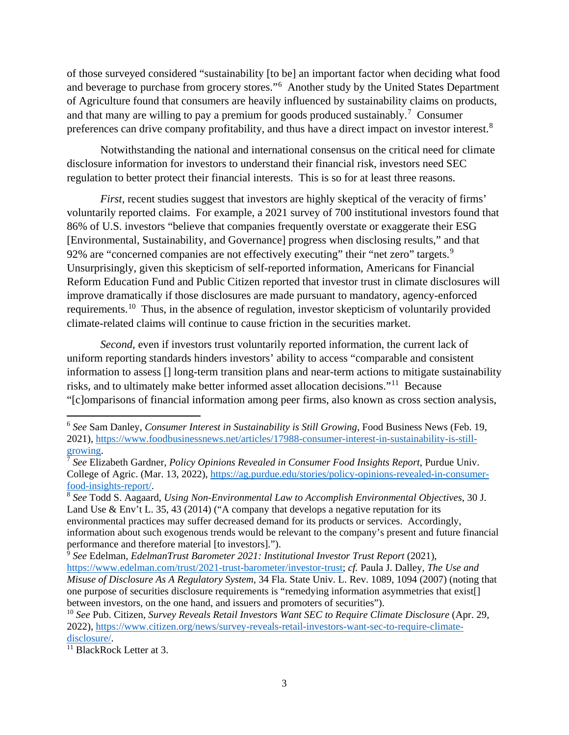of those surveyed considered "sustainability [to be] an important factor when deciding what food and beverage to purchase from grocery stores."[6] Another study by the United States Department of Agriculture found that consumers are heavily influenced by sustainability claims on products, and that many are willing to pay a premium for goods produced sustainably.[7] Consumer preferences can drive company profitability, and thus have a direct impact on investor interest.[8]

Notwithstanding the national and international consensus on the critical need for climate disclosure information for investors to understand their financial risk, investors need SEC regulation to better protect their financial interests. This is so for at least three reasons.

*First*, recent studies suggest that investors are highly skeptical of the veracity of firms' voluntarily reported claims. For example, a 2021 survey of 700 institutional investors found that 86% of U.S. investors "believe that companies frequently overstate or exaggerate their ESG [Environmental, Sustainability, and Governance] progress when disclosing results," and that 92% are "concerned companies are not effectively executing" their "net zero" targets.[9] Unsurprisingly, given this skepticism of self-reported information, Americans for Financial Reform Education Fund and Public Citizen reported that investor trust in climate disclosures will improve dramatically if those disclosures are made pursuant to mandatory, agency-enforced requirements.[10] Thus, in the absence of regulation, investor skepticism of voluntarily provided climate-related claims will continue to cause friction in the securities market.

*Second*, even if investors trust voluntarily reported information, the current lack of uniform reporting standards hinders investors' ability to access "comparable and consistent information to assess [] long-term transition plans and near-term actions to mitigate sustainability risks, and to ultimately make better informed asset allocation decisions."[11] Because "[c]omparisons of financial information among peer firms, also known as cross section analysis,

---

[6] *See* Sam Danley, *Consumer Interest in Sustainability is Still Growing*, Food Business News (Feb. 19, 2021), https://www.foodbusinessnews.net/articles/17988-consumer-interest-in-sustainability-is-still-growing.

[7] *See* Elizabeth Gardner, *Policy Opinions Revealed in Consumer Food Insights Report*, Purdue Univ. College of Agric. (Mar. 13, 2022), https://ag.purdue.edu/stories/policy-opinions-revealed-in-consumer-food-insights-report/.

[8] *See* Todd S. Aagaard, *Using Non-Environmental Law to Accomplish Environmental Objectives*, 30 J. Land Use & Env't L. 35, 43 (2014) ("A company that develops a negative reputation for its environmental practices may suffer decreased demand for its products or services. Accordingly, information about such exogenous trends would be relevant to the company's present and future financial performance and therefore material [to investors].").

[9] *See* Edelman, *EdelmanTrust Barometer 2021: Institutional Investor Trust Report* (2021), https://www.edelman.com/trust/2021-trust-barometer/investor-trust; *cf.* Paula J. Dalley, *The Use and Misuse of Disclosure As A Regulatory System*, 34 Fla. State Univ. L. Rev. 1089, 1094 (2007) (noting that one purpose of securities disclosure requirements is "remedying information asymmetries that exist[] between investors, on the one hand, and issuers and promoters of securities").

[10] *See* Pub. Citizen, *Survey Reveals Retail Investors Want SEC to Require Climate Disclosure* (Apr. 29, 2022), https://www.citizen.org/news/survey-reveals-retail-investors-want-sec-to-require-climate-disclosure/.

[11] BlackRock Letter at 3.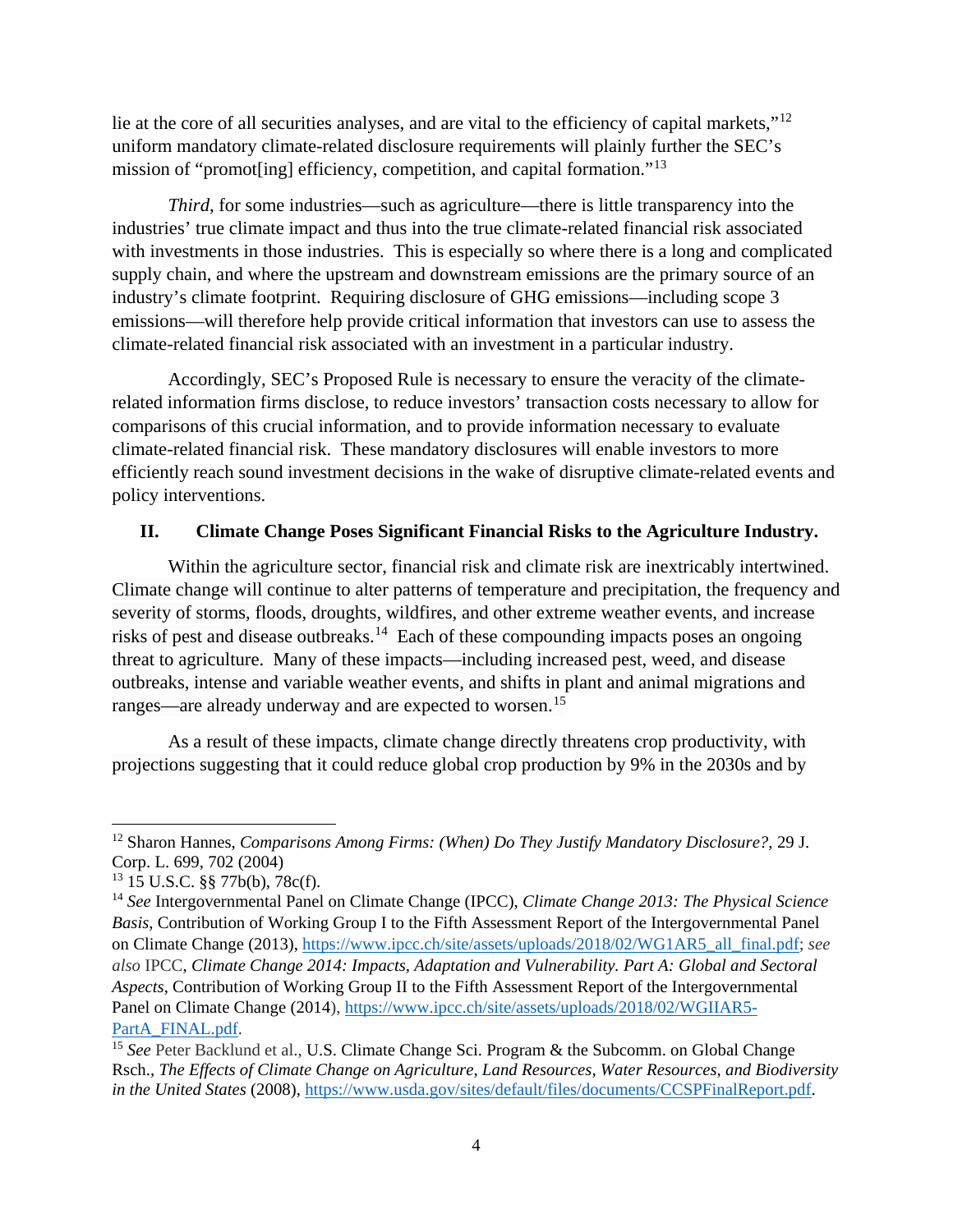lie at the core of all securities analyses, and are vital to the efficiency of capital markets,"[12] uniform mandatory climate-related disclosure requirements will plainly further the SEC's mission of "promot[ing] efficiency, competition, and capital formation."[13]

*Third*, for some industries—such as agriculture—there is little transparency into the industries' true climate impact and thus into the true climate-related financial risk associated with investments in those industries. This is especially so where there is a long and complicated supply chain, and where the upstream and downstream emissions are the primary source of an industry's climate footprint. Requiring disclosure of GHG emissions—including scope 3 emissions—will therefore help provide critical information that investors can use to assess the climate-related financial risk associated with an investment in a particular industry.

Accordingly, SEC's Proposed Rule is necessary to ensure the veracity of the climate-related information firms disclose, to reduce investors' transaction costs necessary to allow for comparisons of this crucial information, and to provide information necessary to evaluate climate-related financial risk. These mandatory disclosures will enable investors to more efficiently reach sound investment decisions in the wake of disruptive climate-related events and policy interventions.

## II. Climate Change Poses Significant Financial Risks to the Agriculture Industry.

Within the agriculture sector, financial risk and climate risk are inextricably intertwined. Climate change will continue to alter patterns of temperature and precipitation, the frequency and severity of storms, floods, droughts, wildfires, and other extreme weather events, and increase risks of pest and disease outbreaks.[14] Each of these compounding impacts poses an ongoing threat to agriculture. Many of these impacts—including increased pest, weed, and disease outbreaks, intense and variable weather events, and shifts in plant and animal migrations and ranges—are already underway and are expected to worsen.[15]

As a result of these impacts, climate change directly threatens crop productivity, with projections suggesting that it could reduce global crop production by 9% in the 2030s and by

---

[12] Sharon Hannes, *Comparisons Among Firms: (When) Do They Justify Mandatory Disclosure?*, 29 J. Corp. L. 699, 702 (2004)

[13] 15 U.S.C. §§ 77b(b), 78c(f).

[14] *See* Intergovernmental Panel on Climate Change (IPCC), *Climate Change 2013: The Physical Science Basis*, Contribution of Working Group I to the Fifth Assessment Report of the Intergovernmental Panel on Climate Change (2013), https://www.ipcc.ch/site/assets/uploads/2018/02/WG1AR5_all_final.pdf; *see also* IPCC, *Climate Change 2014: Impacts, Adaptation and Vulnerability. Part A: Global and Sectoral Aspects*, Contribution of Working Group II to the Fifth Assessment Report of the Intergovernmental Panel on Climate Change (2014), https://www.ipcc.ch/site/assets/uploads/2018/02/WGIIAR5-PartA_FINAL.pdf.

[15] *See* Peter Backlund et al., U.S. Climate Change Sci. Program & the Subcomm. on Global Change Rsch., *The Effects of Climate Change on Agriculture, Land Resources, Water Resources, and Biodiversity in the United States* (2008), https://www.usda.gov/sites/default/files/documents/CCSPFinalReport.pdf.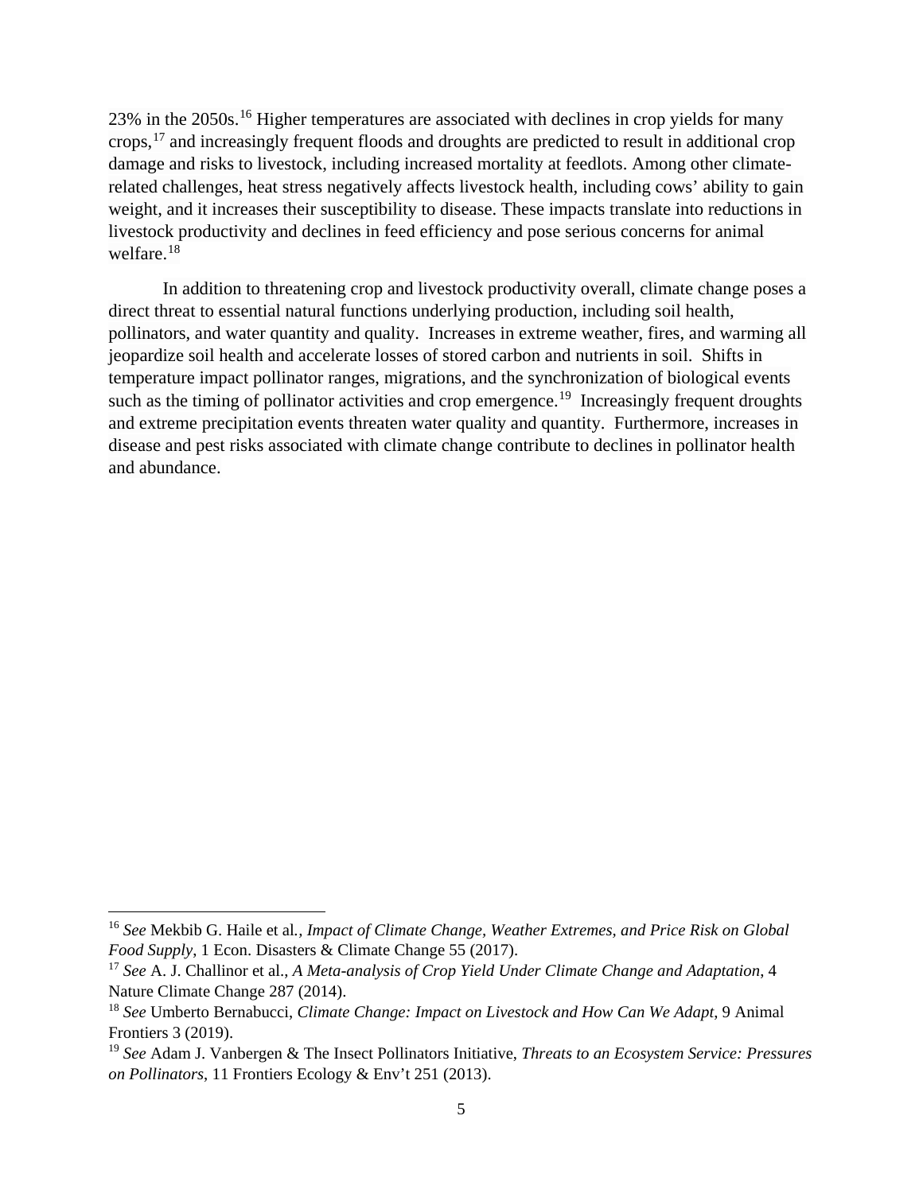23% in the 2050s.[16] Higher temperatures are associated with declines in crop yields for many crops,[17] and increasingly frequent floods and droughts are predicted to result in additional crop damage and risks to livestock, including increased mortality at feedlots. Among other climate-related challenges, heat stress negatively affects livestock health, including cows' ability to gain weight, and it increases their susceptibility to disease. These impacts translate into reductions in livestock productivity and declines in feed efficiency and pose serious concerns for animal welfare.[18]

In addition to threatening crop and livestock productivity overall, climate change poses a direct threat to essential natural functions underlying production, including soil health, pollinators, and water quantity and quality. Increases in extreme weather, fires, and warming all jeopardize soil health and accelerate losses of stored carbon and nutrients in soil. Shifts in temperature impact pollinator ranges, migrations, and the synchronization of biological events such as the timing of pollinator activities and crop emergence.[19] Increasingly frequent droughts and extreme precipitation events threaten water quality and quantity. Furthermore, increases in disease and pest risks associated with climate change contribute to declines in pollinator health and abundance.

---

[16] *See* Mekbib G. Haile et al., *Impact of Climate Change, Weather Extremes, and Price Risk on Global Food Supply*, 1 Econ. Disasters & Climate Change 55 (2017).

[17] *See* A. J. Challinor et al., *A Meta-analysis of Crop Yield Under Climate Change and Adaptation*, 4 Nature Climate Change 287 (2014).

[18] *See* Umberto Bernabucci, *Climate Change: Impact on Livestock and How Can We Adapt*, 9 Animal Frontiers 3 (2019).

[19] *See* Adam J. Vanbergen & The Insect Pollinators Initiative, *Threats to an Ecosystem Service: Pressures on Pollinators*, 11 Frontiers Ecology & Env't 251 (2013).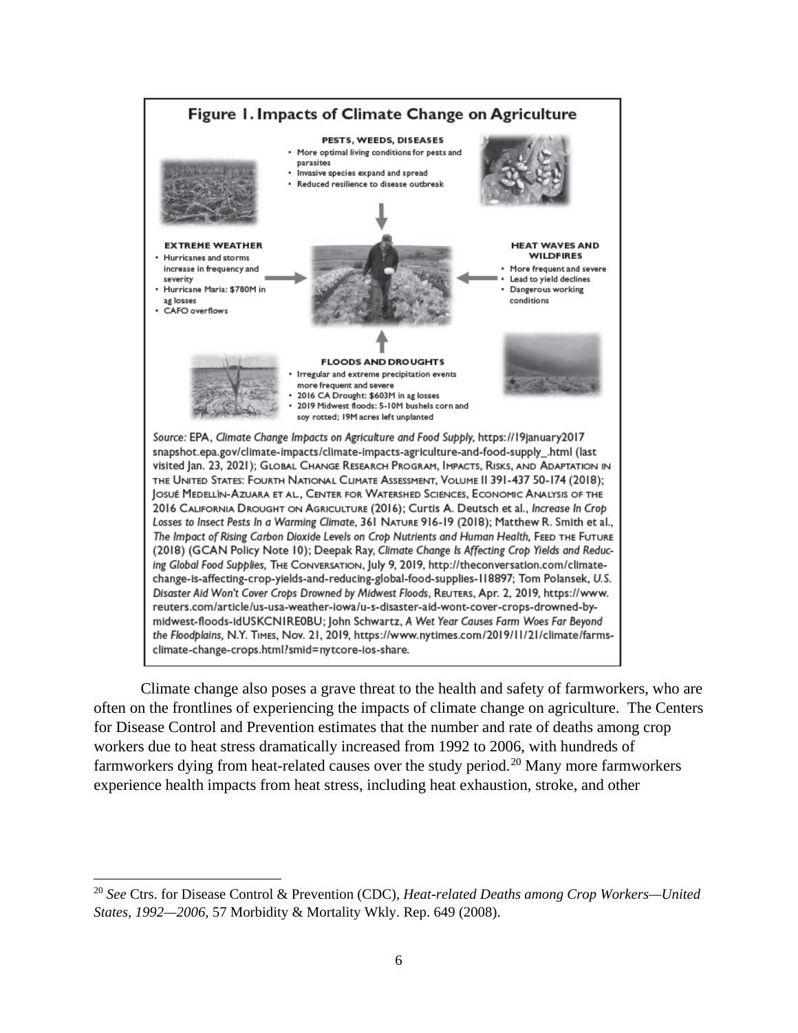**Figure 1. Impacts of Climate Change on Agriculture**

**PESTS, WEEDS, DISEASES**

- More optimal living conditions for pests and parasites
- Invasive species expand and spread
- Reduced resilience to disease outbreak

**EXTREME WEATHER**

- Hurricanes and storms increase in frequency and severity
- Hurricane Maria: $780M in ag losses
- CAFO overflows

**HEAT WAVES AND WILDFIRES**

- More frequent and severe
- Lead to yield declines
- Dangerous working conditions

**FLOODS AND DROUGHTS**

- Irregular and extreme precipitation events more frequent and severe
- 2016 CA Drought: $603M in ag losses
- 2019 Midwest floods: 5-10M bushels corn and soy rotted; 19M acres left unplanted

*Source:* EPA, *Climate Change Impacts on Agriculture and Food Supply*, https://19january2017snapshot.epa.gov/climate-impacts/climate-impacts-agriculture-and-food-supply_.html (last visited Jan. 23, 2021); Global Change Research Program, Impacts, Risks, and Adaptation in the United States: Fourth National Climate Assessment, Volume II 391-437 50-174 (2018); Josué Medellín-Azuara et al., Center for Watershed Sciences, Economic Analysis of the 2016 California Drought on Agriculture (2016); Curtis A. Deutsch et al., *Increase In Crop Losses to Insect Pests In a Warming Climate*, 361 Nature 916-19 (2018); Matthew R. Smith et al., *The Impact of Rising Carbon Dioxide Levels on Crop Nutrients and Human Health*, Feed the Future (2018) (GCAN Policy Note 10); Deepak Ray, *Climate Change Is Affecting Crop Yields and Reducing Global Food Supplies*, The Conversation, July 9, 2019, http://theconversation.com/climate-change-is-affecting-crop-yields-and-reducing-global-food-supplies-118897; Tom Polansek, *U.S. Disaster Aid Won't Cover Crops Drowned by Midwest Floods*, Reuters, Apr. 2, 2019, https://www.reuters.com/article/us-usa-weather-iowa/u-s-disaster-aid-wont-cover-crops-drowned-by-midwest-floods-idUSKCN1RE0BU; John Schwartz, *A Wet Year Causes Farm Woes Far Beyond the Floodplains*, N.Y. Times, Nov. 21, 2019, https://www.nytimes.com/2019/11/21/climate/farms-climate-change-crops.html?smid=nytcore-ios-share.

Climate change also poses a grave threat to the health and safety of farmworkers, who are often on the frontlines of experiencing the impacts of climate change on agriculture. The Centers for Disease Control and Prevention estimates that the number and rate of deaths among crop workers due to heat stress dramatically increased from 1992 to 2006, with hundreds of farmworkers dying from heat-related causes over the study period.[20] Many more farmworkers experience health impacts from heat stress, including heat exhaustion, stroke, and other

[20] *See* Ctrs. for Disease Control & Prevention (CDC), *Heat-related Deaths among Crop Workers—United States, 1992—2006*, 57 Morbidity & Mortality Wkly. Rep. 649 (2008).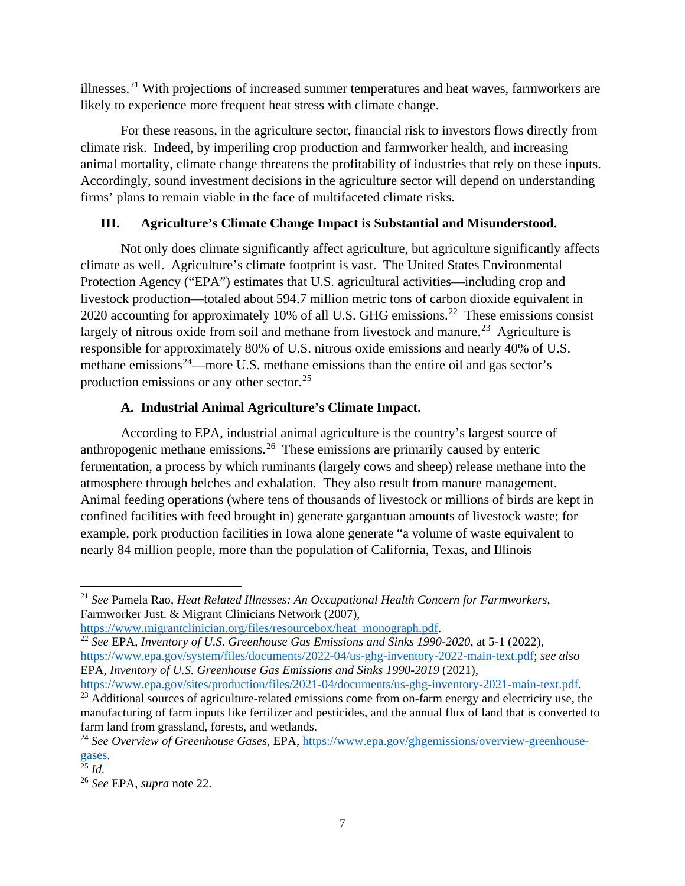illnesses.[21] With projections of increased summer temperatures and heat waves, farmworkers are likely to experience more frequent heat stress with climate change.

For these reasons, in the agriculture sector, financial risk to investors flows directly from climate risk. Indeed, by imperiling crop production and farmworker health, and increasing animal mortality, climate change threatens the profitability of industries that rely on these inputs. Accordingly, sound investment decisions in the agriculture sector will depend on understanding firms' plans to remain viable in the face of multifaceted climate risks.

## III. Agriculture's Climate Change Impact is Substantial and Misunderstood.

Not only does climate significantly affect agriculture, but agriculture significantly affects climate as well. Agriculture's climate footprint is vast. The United States Environmental Protection Agency ("EPA") estimates that U.S. agricultural activities—including crop and livestock production—totaled about 594.7 million metric tons of carbon dioxide equivalent in 2020 accounting for approximately 10% of all U.S. GHG emissions.[22] These emissions consist largely of nitrous oxide from soil and methane from livestock and manure.[23] Agriculture is responsible for approximately 80% of U.S. nitrous oxide emissions and nearly 40% of U.S. methane emissions[24]—more U.S. methane emissions than the entire oil and gas sector's production emissions or any other sector.[25]

### A. Industrial Animal Agriculture's Climate Impact.

According to EPA, industrial animal agriculture is the country's largest source of anthropogenic methane emissions.[26] These emissions are primarily caused by enteric fermentation, a process by which ruminants (largely cows and sheep) release methane into the atmosphere through belches and exhalation. They also result from manure management. Animal feeding operations (where tens of thousands of livestock or millions of birds are kept in confined facilities with feed brought in) generate gargantuan amounts of livestock waste; for example, pork production facilities in Iowa alone generate "a volume of waste equivalent to nearly 84 million people, more than the population of California, Texas, and Illinois

---

[21] *See* Pamela Rao, *Heat Related Illnesses: An Occupational Health Concern for Farmworkers*, Farmworker Just. & Migrant Clinicians Network (2007), https://www.migrantclinician.org/files/resourcebox/heat_monograph.pdf.

[22] *See* EPA, *Inventory of U.S. Greenhouse Gas Emissions and Sinks 1990-2020*, at 5-1 (2022), https://www.epa.gov/system/files/documents/2022-04/us-ghg-inventory-2022-main-text.pdf; *see also* EPA, *Inventory of U.S. Greenhouse Gas Emissions and Sinks 1990-2019* (2021), https://www.epa.gov/sites/production/files/2021-04/documents/us-ghg-inventory-2021-main-text.pdf.

[23] Additional sources of agriculture-related emissions come from on-farm energy and electricity use, the manufacturing of farm inputs like fertilizer and pesticides, and the annual flux of land that is converted to farm land from grassland, forests, and wetlands.

[24] *See Overview of Greenhouse Gases*, EPA, https://www.epa.gov/ghgemissions/overview-greenhouse-gases.

[25] *Id.*

[26] *See* EPA, *supra* note 22.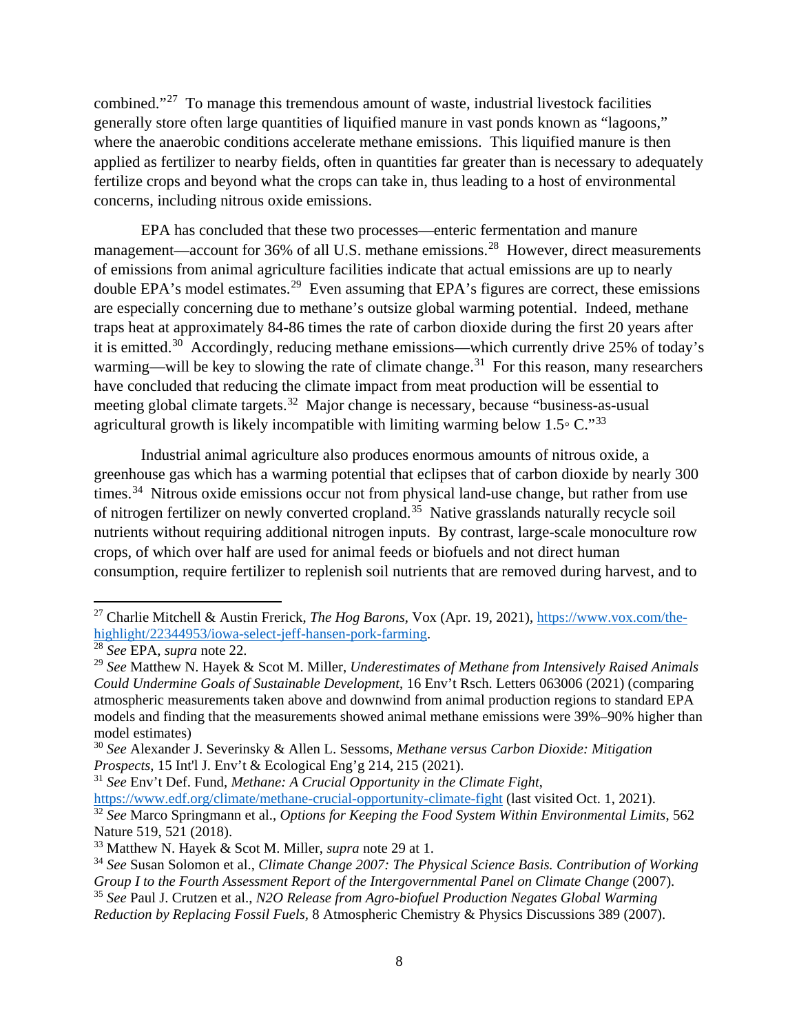combined."[27] To manage this tremendous amount of waste, industrial livestock facilities generally store often large quantities of liquified manure in vast ponds known as "lagoons," where the anaerobic conditions accelerate methane emissions. This liquified manure is then applied as fertilizer to nearby fields, often in quantities far greater than is necessary to adequately fertilize crops and beyond what the crops can take in, thus leading to a host of environmental concerns, including nitrous oxide emissions.

EPA has concluded that these two processes—enteric fermentation and manure management—account for 36% of all U.S. methane emissions.[28] However, direct measurements of emissions from animal agriculture facilities indicate that actual emissions are up to nearly double EPA's model estimates.[29] Even assuming that EPA's figures are correct, these emissions are especially concerning due to methane's outsize global warming potential. Indeed, methane traps heat at approximately 84-86 times the rate of carbon dioxide during the first 20 years after it is emitted.[30] Accordingly, reducing methane emissions—which currently drive 25% of today's warming—will be key to slowing the rate of climate change.[31] For this reason, many researchers have concluded that reducing the climate impact from meat production will be essential to meeting global climate targets.[32] Major change is necessary, because "business-as-usual agricultural growth is likely incompatible with limiting warming below 1.5◦ C."[33]

Industrial animal agriculture also produces enormous amounts of nitrous oxide, a greenhouse gas which has a warming potential that eclipses that of carbon dioxide by nearly 300 times.[34] Nitrous oxide emissions occur not from physical land-use change, but rather from use of nitrogen fertilizer on newly converted cropland.[35] Native grasslands naturally recycle soil nutrients without requiring additional nitrogen inputs. By contrast, large-scale monoculture row crops, of which over half are used for animal feeds or biofuels and not direct human consumption, require fertilizer to replenish soil nutrients that are removed during harvest, and to

---

[27] Charlie Mitchell & Austin Frerick, *The Hog Barons*, Vox (Apr. 19, 2021), https://www.vox.com/the-highlight/22344953/iowa-select-jeff-hansen-pork-farming.

[28] *See* EPA, *supra* note 22.

[29] *See* Matthew N. Hayek & Scot M. Miller, *Underestimates of Methane from Intensively Raised Animals Could Undermine Goals of Sustainable Development*, 16 Env't Rsch. Letters 063006 (2021) (comparing atmospheric measurements taken above and downwind from animal production regions to standard EPA models and finding that the measurements showed animal methane emissions were 39%–90% higher than model estimates)

[30] *See* Alexander J. Severinsky & Allen L. Sessoms, *Methane versus Carbon Dioxide: Mitigation Prospects*, 15 Int'l J. Env't & Ecological Eng'g 214, 215 (2021).

[31] *See* Env't Def. Fund, *Methane: A Crucial Opportunity in the Climate Fight*, https://www.edf.org/climate/methane-crucial-opportunity-climate-fight (last visited Oct. 1, 2021).

[32] *See* Marco Springmann et al., *Options for Keeping the Food System Within Environmental Limits*, 562 Nature 519, 521 (2018).

[33] Matthew N. Hayek & Scot M. Miller, *supra* note 29 at 1.

[34] *See* Susan Solomon et al., *Climate Change 2007: The Physical Science Basis. Contribution of Working Group I to the Fourth Assessment Report of the Intergovernmental Panel on Climate Change* (2007).

[35] *See* Paul J. Crutzen et al., *N2O Release from Agro-biofuel Production Negates Global Warming Reduction by Replacing Fossil Fuels*, 8 Atmospheric Chemistry & Physics Discussions 389 (2007).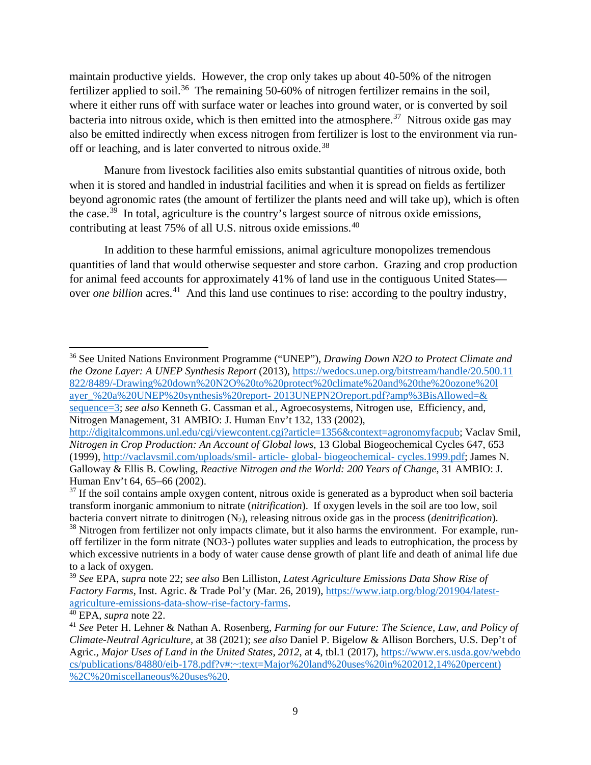maintain productive yields. However, the crop only takes up about 40-50% of the nitrogen fertilizer applied to soil.[36] The remaining 50-60% of nitrogen fertilizer remains in the soil, where it either runs off with surface water or leaches into ground water, or is converted by soil bacteria into nitrous oxide, which is then emitted into the atmosphere.[37] Nitrous oxide gas may also be emitted indirectly when excess nitrogen from fertilizer is lost to the environment via run-off or leaching, and is later converted to nitrous oxide.[38]

Manure from livestock facilities also emits substantial quantities of nitrous oxide, both when it is stored and handled in industrial facilities and when it is spread on fields as fertilizer beyond agronomic rates (the amount of fertilizer the plants need and will take up), which is often the case.[39] In total, agriculture is the country's largest source of nitrous oxide emissions, contributing at least 75% of all U.S. nitrous oxide emissions.[40]

In addition to these harmful emissions, animal agriculture monopolizes tremendous quantities of land that would otherwise sequester and store carbon. Grazing and crop production for animal feed accounts for approximately 41% of land use in the contiguous United States—over *one billion* acres.[41] And this land use continues to rise: according to the poultry industry,

---

[36] See United Nations Environment Programme ("UNEP"), *Drawing Down N2O to Protect Climate and the Ozone Layer: A UNEP Synthesis Report* (2013), https://wedocs.unep.org/bitstream/handle/20.500.11822/8489/-Drawing%20down%20N2O%20to%20protect%20climate%20and%20the%20ozone%20layer_%20a%20UNEP%20synthesis%20report- 2013UNEPN2Oreport.pdf?amp%3BisAllowed=&sequence=3; *see also* Kenneth G. Cassman et al., Agroecosystems, Nitrogen use, Efficiency, and, Nitrogen Management, 31 AMBIO: J. Human Env't 132, 133 (2002), http://digitalcommons.unl.edu/cgi/viewcontent.cgi?article=1356&context=agronomyfacpub; Vaclav Smil, *Nitrogen in Crop Production: An Account of Global lows*, 13 Global Biogeochemical Cycles 647, 653 (1999), http://vaclavsmil.com/uploads/smil- article- global- biogeochemical- cycles.1999.pdf; James N. Galloway & Ellis B. Cowling, *Reactive Nitrogen and the World: 200 Years of Change*, 31 AMBIO: J. Human Env't 64, 65–66 (2002).

[37] If the soil contains ample oxygen content, nitrous oxide is generated as a byproduct when soil bacteria transform inorganic ammonium to nitrate (*nitrification*). If oxygen levels in the soil are too low, soil bacteria convert nitrate to dinitrogen ($N_2$), releasing nitrous oxide gas in the process (*denitrification*).

[38] Nitrogen from fertilizer not only impacts climate, but it also harms the environment. For example, run-off fertilizer in the form nitrate (NO3-) pollutes water supplies and leads to eutrophication, the process by which excessive nutrients in a body of water cause dense growth of plant life and death of animal life due to a lack of oxygen.

[39] *See* EPA, *supra* note 22; *see also* Ben Lilliston, *Latest Agriculture Emissions Data Show Rise of Factory Farms*, Inst. Agric. & Trade Pol'y (Mar. 26, 2019), https://www.iatp.org/blog/201904/latest-agriculture-emissions-data-show-rise-factory-farms.

[40] EPA, *supra* note 22.

[41] *See* Peter H. Lehner & Nathan A. Rosenberg, *Farming for our Future: The Science, Law, and Policy of Climate-Neutral Agriculture*, at 38 (2021); *see also* Daniel P. Bigelow & Allison Borchers, U.S. Dep't of Agric., *Major Uses of Land in the United States, 2012*, at 4, tbl.1 (2017), https://www.ers.usda.gov/webdocs/publications/84880/eib-178.pdf?v#:~:text=Major%20land%20uses%20in%202012,14%20percent)%2C%20miscellaneous%20uses%20.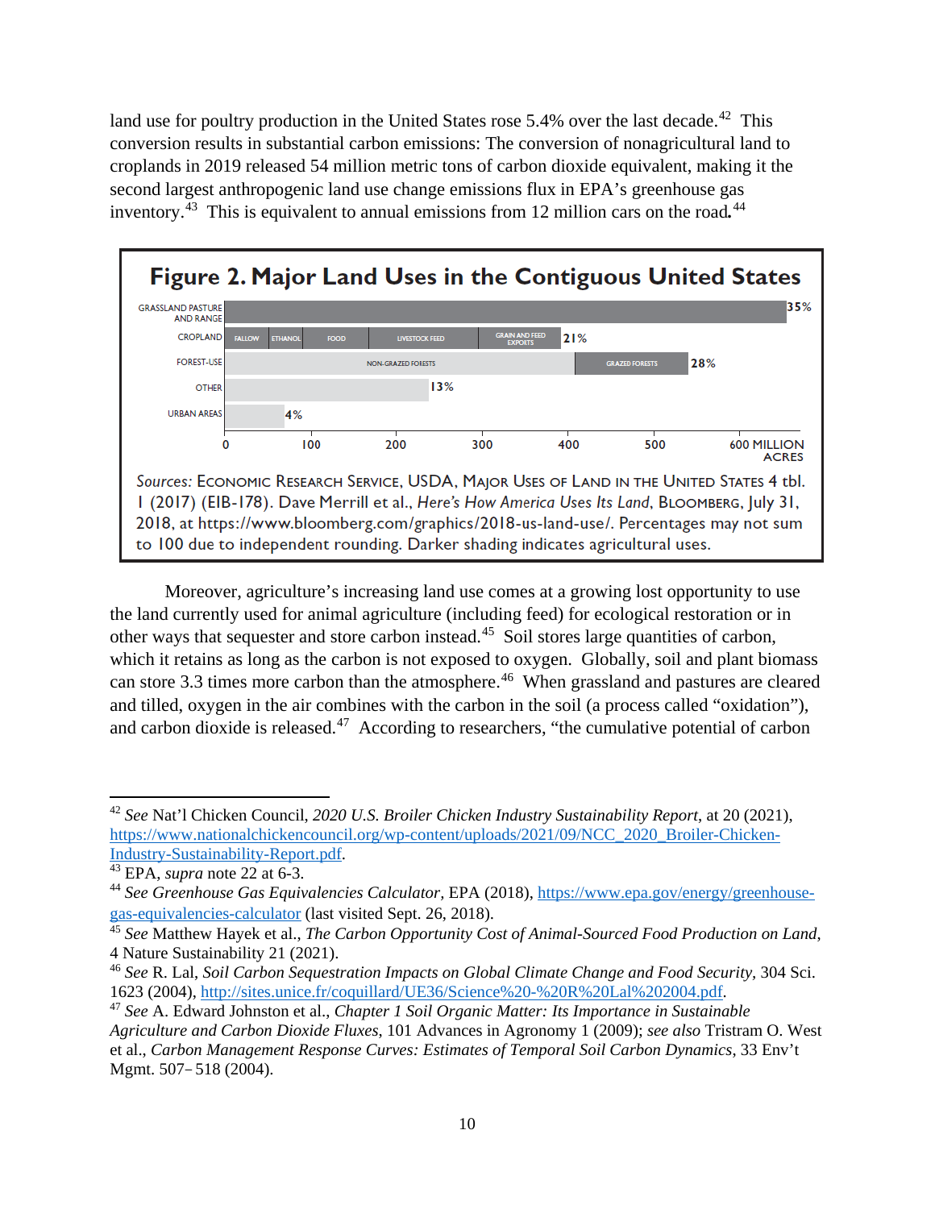land use for poultry production in the United States rose 5.4% over the last decade.[42] This conversion results in substantial carbon emissions: The conversion of nonagricultural land to croplands in 2019 released 54 million metric tons of carbon dioxide equivalent, making it the second largest anthropogenic land use change emissions flux in EPA's greenhouse gas inventory.[43] This is equivalent to annual emissions from 12 million cars on the road.[44]

**Figure 2. Major Land Uses in the Contiguous United States**

| Land use | Share |
|---|---|
| Grassland pasture and range | 35% |
| Cropland (fallow, ethanol, food, livestock feed, grain and feed exports) | 21% |
| Forest-use (non-grazed forests, grazed forests) | 28% |
| Other | 13% |
| Urban areas | 4% |

Axis: 0 – 600 million acres

*Sources:* Economic Research Service, USDA, Major Uses of Land in the United States 4 tbl. 1 (2017) (EIB-178). Dave Merrill et al., *Here's How America Uses Its Land*, Bloomberg, July 31, 2018, at https://www.bloomberg.com/graphics/2018-us-land-use/. Percentages may not sum to 100 due to independent rounding. Darker shading indicates agricultural uses.

Moreover, agriculture's increasing land use comes at a growing lost opportunity to use the land currently used for animal agriculture (including feed) for ecological restoration or in other ways that sequester and store carbon instead.[45] Soil stores large quantities of carbon, which it retains as long as the carbon is not exposed to oxygen. Globally, soil and plant biomass can store 3.3 times more carbon than the atmosphere.[46] When grassland and pastures are cleared and tilled, oxygen in the air combines with the carbon in the soil (a process called "oxidation"), and carbon dioxide is released.[47] According to researchers, "the cumulative potential of carbon

---

[42] *See* Nat'l Chicken Council, *2020 U.S. Broiler Chicken Industry Sustainability Report*, at 20 (2021), https://www.nationalchickencouncil.org/wp-content/uploads/2021/09/NCC_2020_Broiler-Chicken-Industry-Sustainability-Report.pdf.

[43] EPA, *supra* note 22 at 6-3.

[44] *See Greenhouse Gas Equivalencies Calculator*, EPA (2018), https://www.epa.gov/energy/greenhouse-gas-equivalencies-calculator (last visited Sept. 26, 2018).

[45] *See* Matthew Hayek et al., *The Carbon Opportunity Cost of Animal-Sourced Food Production on Land*, 4 Nature Sustainability 21 (2021).

[46] *See* R. Lal, *Soil Carbon Sequestration Impacts on Global Climate Change and Food Security*, 304 Sci. 1623 (2004), http://sites.unice.fr/coquillard/UE36/Science%20-%20R%20Lal%202004.pdf.

[47] *See* A. Edward Johnston et al., *Chapter 1 Soil Organic Matter: Its Importance in Sustainable Agriculture and Carbon Dioxide Fluxes*, 101 Advances in Agronomy 1 (2009); *see also* Tristram O. West et al., *Carbon Management Response Curves: Estimates of Temporal Soil Carbon Dynamics*, 33 Env't Mgmt. 507–518 (2004).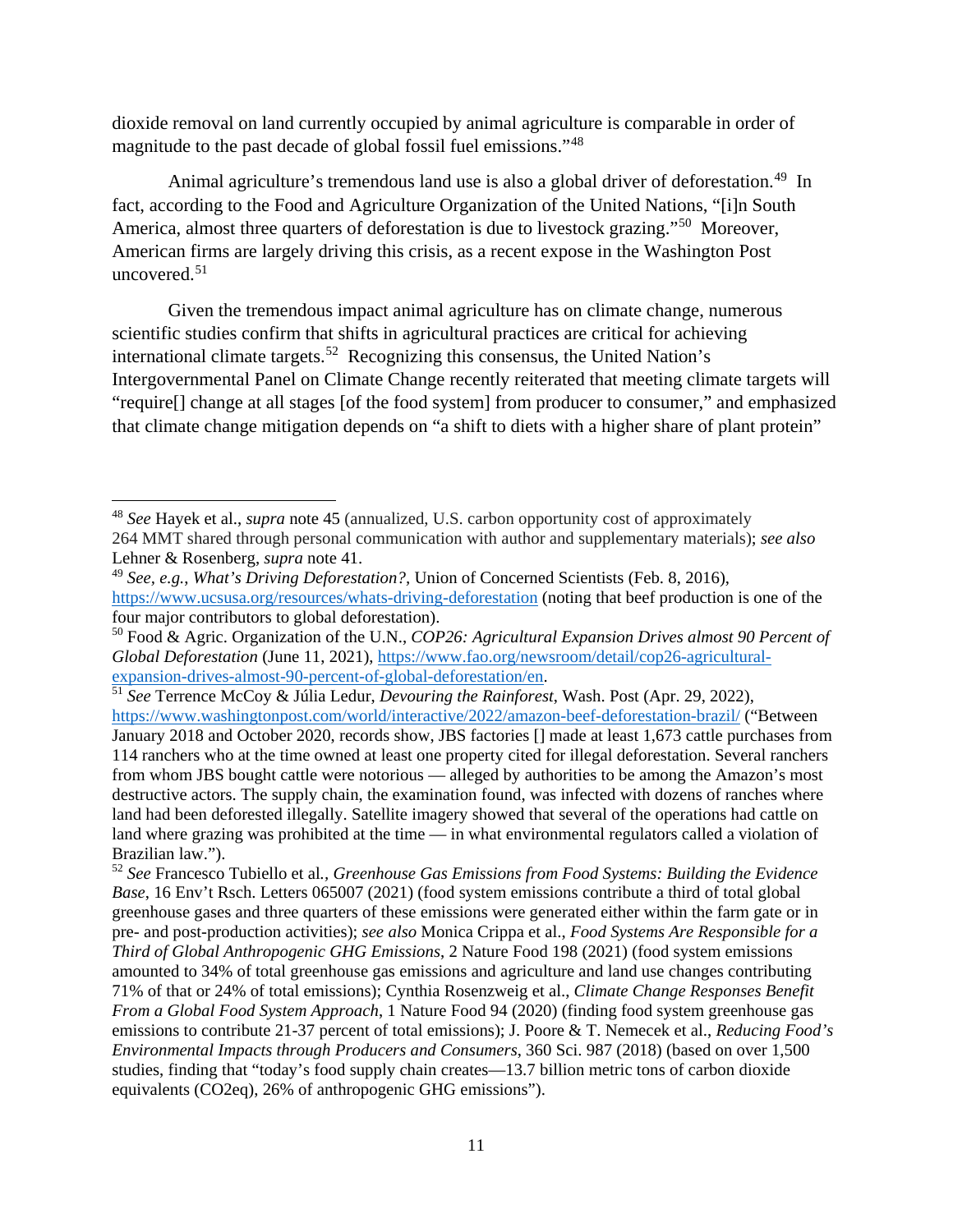dioxide removal on land currently occupied by animal agriculture is comparable in order of magnitude to the past decade of global fossil fuel emissions."[48]

Animal agriculture's tremendous land use is also a global driver of deforestation.[49] In fact, according to the Food and Agriculture Organization of the United Nations, "[i]n South America, almost three quarters of deforestation is due to livestock grazing."[50] Moreover, American firms are largely driving this crisis, as a recent expose in the Washington Post uncovered.[51]

Given the tremendous impact animal agriculture has on climate change, numerous scientific studies confirm that shifts in agricultural practices are critical for achieving international climate targets.[52] Recognizing this consensus, the United Nation's Intergovernmental Panel on Climate Change recently reiterated that meeting climate targets will "require[] change at all stages [of the food system] from producer to consumer," and emphasized that climate change mitigation depends on "a shift to diets with a higher share of plant protein"

---

[48] *See* Hayek et al., *supra* note 45 (annualized, U.S. carbon opportunity cost of approximately 264 MMT shared through personal communication with author and supplementary materials); *see also* Lehner & Rosenberg, *supra* note 41.

[49] *See, e.g.*, *What's Driving Deforestation?,* Union of Concerned Scientists (Feb. 8, 2016), https://www.ucsusa.org/resources/whats-driving-deforestation (noting that beef production is one of the four major contributors to global deforestation).

[50] Food & Agric. Organization of the U.N., *COP26: Agricultural Expansion Drives almost 90 Percent of Global Deforestation* (June 11, 2021), https://www.fao.org/newsroom/detail/cop26-agricultural-expansion-drives-almost-90-percent-of-global-deforestation/en.

[51] *See* Terrence McCoy & Júlia Ledur, *Devouring the Rainforest*, Wash. Post (Apr. 29, 2022), https://www.washingtonpost.com/world/interactive/2022/amazon-beef-deforestation-brazil/ ("Between January 2018 and October 2020, records show, JBS factories [] made at least 1,673 cattle purchases from 114 ranchers who at the time owned at least one property cited for illegal deforestation. Several ranchers from whom JBS bought cattle were notorious — alleged by authorities to be among the Amazon's most destructive actors. The supply chain, the examination found, was infected with dozens of ranches where land had been deforested illegally. Satellite imagery showed that several of the operations had cattle on land where grazing was prohibited at the time — in what environmental regulators called a violation of Brazilian law.").

[52] *See* Francesco Tubiello et al*.*, *Greenhouse Gas Emissions from Food Systems: Building the Evidence Base*, 16 Env't Rsch. Letters 065007 (2021) (food system emissions contribute a third of total global greenhouse gases and three quarters of these emissions were generated either within the farm gate or in pre- and post-production activities); *see also* Monica Crippa et al., *Food Systems Are Responsible for a Third of Global Anthropogenic GHG Emissions*, 2 Nature Food 198 (2021) (food system emissions amounted to 34% of total greenhouse gas emissions and agriculture and land use changes contributing 71% of that or 24% of total emissions); Cynthia Rosenzweig et al., *Climate Change Responses Benefit From a Global Food System Approach*, 1 Nature Food 94 (2020) (finding food system greenhouse gas emissions to contribute 21-37 percent of total emissions); J. Poore & T. Nemecek et al., *Reducing Food's Environmental Impacts through Producers and Consumers*, 360 Sci. 987 (2018) (based on over 1,500 studies, finding that "today's food supply chain creates—13.7 billion metric tons of carbon dioxide equivalents (CO2eq), 26% of anthropogenic GHG emissions").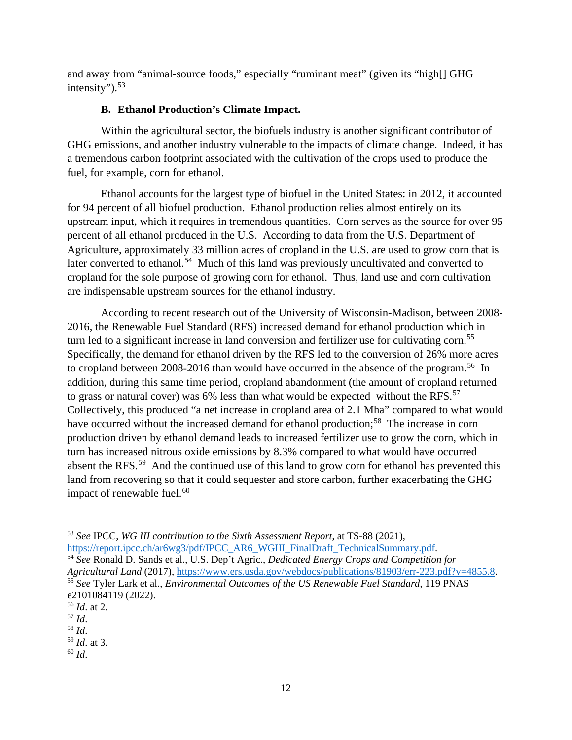and away from "animal-source foods," especially "ruminant meat" (given its "high[] GHG intensity").[53]

### B. Ethanol Production's Climate Impact.

Within the agricultural sector, the biofuels industry is another significant contributor of GHG emissions, and another industry vulnerable to the impacts of climate change. Indeed, it has a tremendous carbon footprint associated with the cultivation of the crops used to produce the fuel, for example, corn for ethanol.

Ethanol accounts for the largest type of biofuel in the United States: in 2012, it accounted for 94 percent of all biofuel production. Ethanol production relies almost entirely on its upstream input, which it requires in tremendous quantities. Corn serves as the source for over 95 percent of all ethanol produced in the U.S. According to data from the U.S. Department of Agriculture, approximately 33 million acres of cropland in the U.S. are used to grow corn that is later converted to ethanol.[54] Much of this land was previously uncultivated and converted to cropland for the sole purpose of growing corn for ethanol. Thus, land use and corn cultivation are indispensable upstream sources for the ethanol industry.

According to recent research out of the University of Wisconsin-Madison, between 2008-2016, the Renewable Fuel Standard (RFS) increased demand for ethanol production which in turn led to a significant increase in land conversion and fertilizer use for cultivating corn.[55] Specifically, the demand for ethanol driven by the RFS led to the conversion of 26% more acres to cropland between 2008-2016 than would have occurred in the absence of the program.[56] In addition, during this same time period, cropland abandonment (the amount of cropland returned to grass or natural cover) was 6% less than what would be expected without the RFS.[57] Collectively, this produced "a net increase in cropland area of 2.1 Mha" compared to what would have occurred without the increased demand for ethanol production;[58] The increase in corn production driven by ethanol demand leads to increased fertilizer use to grow the corn, which in turn has increased nitrous oxide emissions by 8.3% compared to what would have occurred absent the RFS.[59] And the continued use of this land to grow corn for ethanol has prevented this land from recovering so that it could sequester and store carbon, further exacerbating the GHG impact of renewable fuel.[60]

---

[53] *See* IPCC, *WG III contribution to the Sixth Assessment Report*, at TS-88 (2021), https://report.ipcc.ch/ar6wg3/pdf/IPCC_AR6_WGIII_FinalDraft_TechnicalSummary.pdf.

[54] *See* Ronald D. Sands et al., U.S. Dep't Agric., *Dedicated Energy Crops and Competition for Agricultural Land* (2017), https://www.ers.usda.gov/webdocs/publications/81903/err-223.pdf?v=4855.8.

[55] *See* Tyler Lark et al., *Environmental Outcomes of the US Renewable Fuel Standard*, 119 PNAS e2101084119 (2022).

[56] *Id*. at 2.

[57] *Id*.

[58] *Id*.

[59] *Id*. at 3.

[60] *Id*.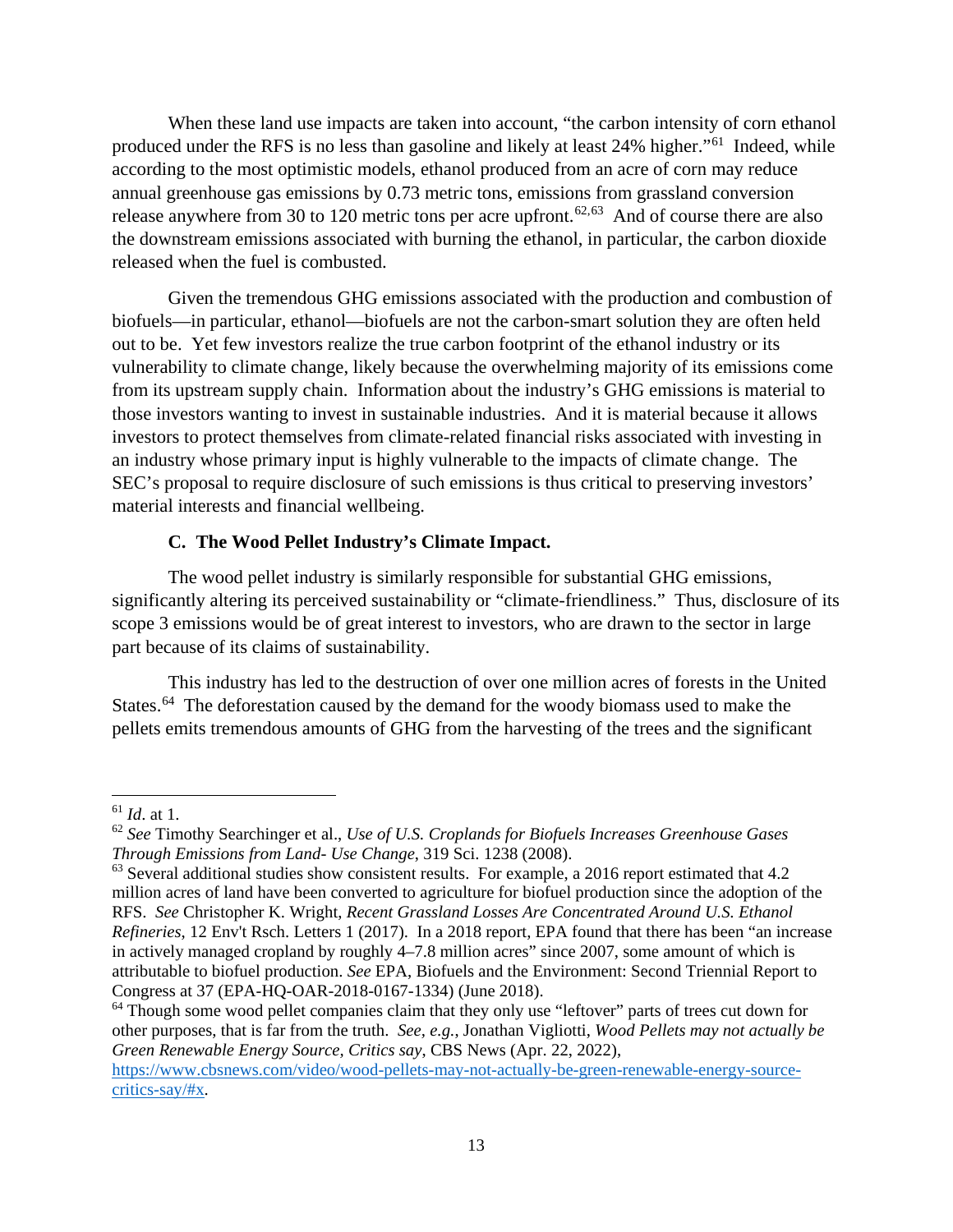When these land use impacts are taken into account, "the carbon intensity of corn ethanol produced under the RFS is no less than gasoline and likely at least 24% higher."[61] Indeed, while according to the most optimistic models, ethanol produced from an acre of corn may reduce annual greenhouse gas emissions by 0.73 metric tons, emissions from grassland conversion release anywhere from 30 to 120 metric tons per acre upfront.[62,63] And of course there are also the downstream emissions associated with burning the ethanol, in particular, the carbon dioxide released when the fuel is combusted.

Given the tremendous GHG emissions associated with the production and combustion of biofuels—in particular, ethanol—biofuels are not the carbon-smart solution they are often held out to be. Yet few investors realize the true carbon footprint of the ethanol industry or its vulnerability to climate change, likely because the overwhelming majority of its emissions come from its upstream supply chain. Information about the industry's GHG emissions is material to those investors wanting to invest in sustainable industries. And it is material because it allows investors to protect themselves from climate-related financial risks associated with investing in an industry whose primary input is highly vulnerable to the impacts of climate change. The SEC's proposal to require disclosure of such emissions is thus critical to preserving investors' material interests and financial wellbeing.

### C. The Wood Pellet Industry's Climate Impact.

The wood pellet industry is similarly responsible for substantial GHG emissions, significantly altering its perceived sustainability or "climate-friendliness." Thus, disclosure of its scope 3 emissions would be of great interest to investors, who are drawn to the sector in large part because of its claims of sustainability.

This industry has led to the destruction of over one million acres of forests in the United States.[64] The deforestation caused by the demand for the woody biomass used to make the pellets emits tremendous amounts of GHG from the harvesting of the trees and the significant

---

[61] *Id*. at 1.

[62] *See* Timothy Searchinger et al., *Use of U.S. Croplands for Biofuels Increases Greenhouse Gases Through Emissions from Land- Use Change*, 319 Sci. 1238 (2008).

[63] Several additional studies show consistent results. For example, a 2016 report estimated that 4.2 million acres of land have been converted to agriculture for biofuel production since the adoption of the RFS. *See* Christopher K. Wright, *Recent Grassland Losses Are Concentrated Around U.S. Ethanol Refineries*, 12 Env't Rsch. Letters 1 (2017). In a 2018 report, EPA found that there has been "an increase in actively managed cropland by roughly 4–7.8 million acres" since 2007, some amount of which is attributable to biofuel production. *See* EPA, Biofuels and the Environment: Second Triennial Report to Congress at 37 (EPA-HQ-OAR-2018-0167-1334) (June 2018).

[64] Though some wood pellet companies claim that they only use "leftover" parts of trees cut down for other purposes, that is far from the truth. *See, e.g.*, Jonathan Vigliotti, *Wood Pellets may not actually be Green Renewable Energy Source, Critics say*, CBS News (Apr. 22, 2022), https://www.cbsnews.com/video/wood-pellets-may-not-actually-be-green-renewable-energy-source-critics-say/#x.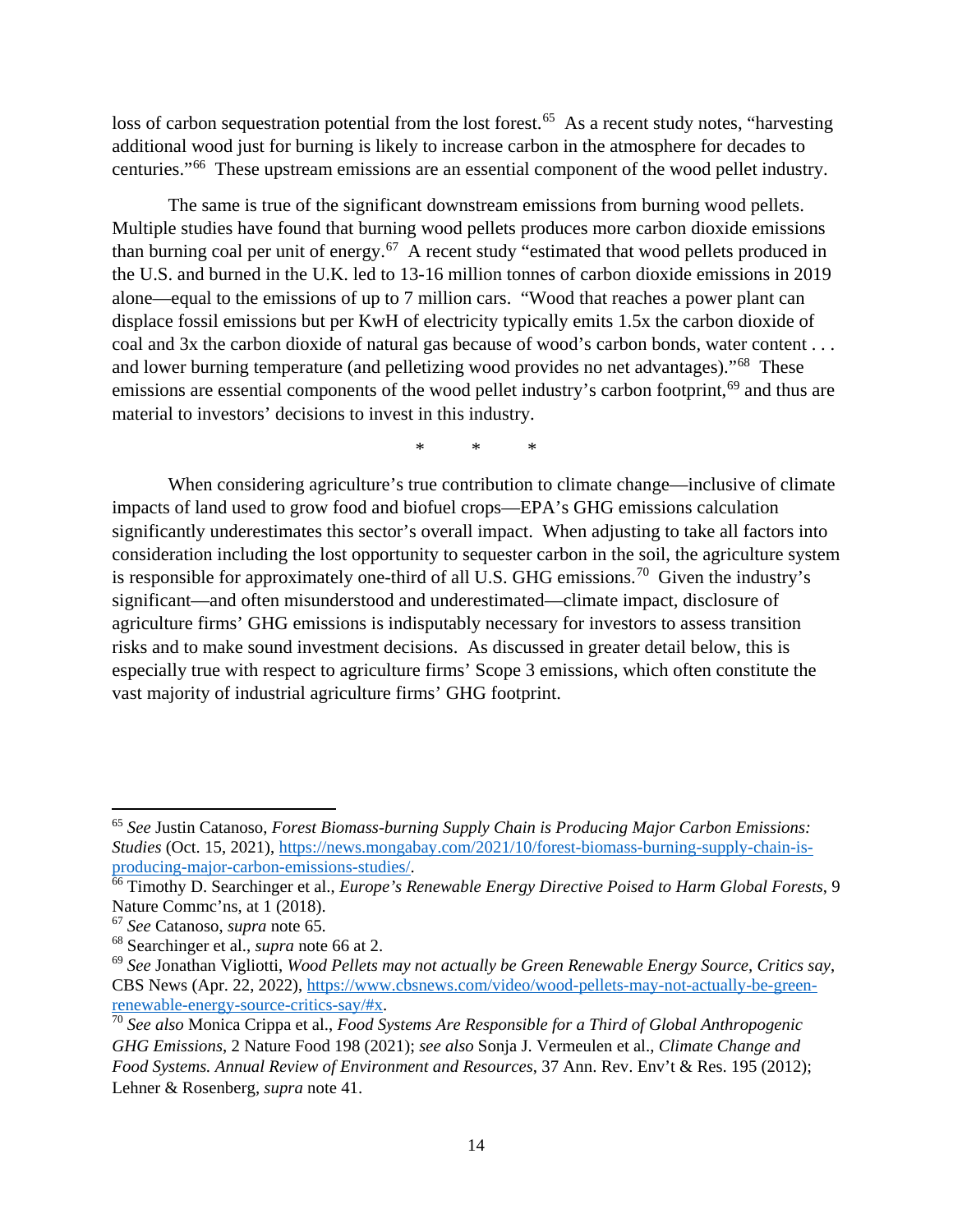loss of carbon sequestration potential from the lost forest.[65] As a recent study notes, "harvesting additional wood just for burning is likely to increase carbon in the atmosphere for decades to centuries."[66] These upstream emissions are an essential component of the wood pellet industry.

The same is true of the significant downstream emissions from burning wood pellets. Multiple studies have found that burning wood pellets produces more carbon dioxide emissions than burning coal per unit of energy.[67] A recent study "estimated that wood pellets produced in the U.S. and burned in the U.K. led to 13-16 million tonnes of carbon dioxide emissions in 2019 alone—equal to the emissions of up to 7 million cars. "Wood that reaches a power plant can displace fossil emissions but per KwH of electricity typically emits 1.5x the carbon dioxide of coal and 3x the carbon dioxide of natural gas because of wood's carbon bonds, water content . . . and lower burning temperature (and pelletizing wood provides no net advantages)."[68] These emissions are essential components of the wood pellet industry's carbon footprint,[69] and thus are material to investors' decisions to invest in this industry.

\* \* \*

When considering agriculture's true contribution to climate change—inclusive of climate impacts of land used to grow food and biofuel crops—EPA's GHG emissions calculation significantly underestimates this sector's overall impact. When adjusting to take all factors into consideration including the lost opportunity to sequester carbon in the soil, the agriculture system is responsible for approximately one-third of all U.S. GHG emissions.[70] Given the industry's significant—and often misunderstood and underestimated—climate impact, disclosure of agriculture firms' GHG emissions is indisputably necessary for investors to assess transition risks and to make sound investment decisions. As discussed in greater detail below, this is especially true with respect to agriculture firms' Scope 3 emissions, which often constitute the vast majority of industrial agriculture firms' GHG footprint.

---

[65] *See* Justin Catanoso, *Forest Biomass-burning Supply Chain is Producing Major Carbon Emissions: Studies* (Oct. 15, 2021), https://news.mongabay.com/2021/10/forest-biomass-burning-supply-chain-is-producing-major-carbon-emissions-studies/.

[66] Timothy D. Searchinger et al., *Europe's Renewable Energy Directive Poised to Harm Global Forests*, 9 Nature Commc'ns, at 1 (2018).

[67] *See* Catanoso, *supra* note 65.

[68] Searchinger et al., *supra* note 66 at 2.

[69] *See* Jonathan Vigliotti, *Wood Pellets may not actually be Green Renewable Energy Source, Critics say*, CBS News (Apr. 22, 2022), https://www.cbsnews.com/video/wood-pellets-may-not-actually-be-green-renewable-energy-source-critics-say/#x.

[70] *See also* Monica Crippa et al., *Food Systems Are Responsible for a Third of Global Anthropogenic GHG Emissions*, 2 Nature Food 198 (2021); *see also* Sonja J. Vermeulen et al., *Climate Change and Food Systems. Annual Review of Environment and Resources*, 37 Ann. Rev. Env't & Res. 195 (2012); Lehner & Rosenberg, *supra* note 41.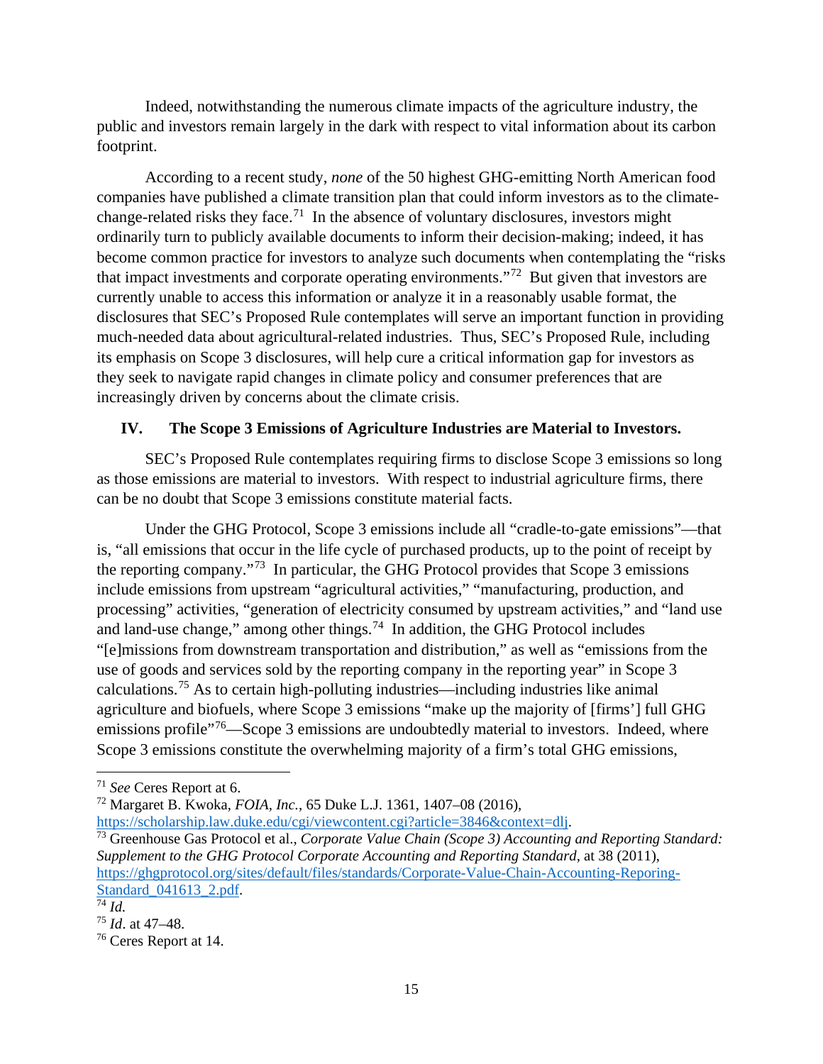Indeed, notwithstanding the numerous climate impacts of the agriculture industry, the public and investors remain largely in the dark with respect to vital information about its carbon footprint.

According to a recent study, *none* of the 50 highest GHG-emitting North American food companies have published a climate transition plan that could inform investors as to the climate-change-related risks they face.[71] In the absence of voluntary disclosures, investors might ordinarily turn to publicly available documents to inform their decision-making; indeed, it has become common practice for investors to analyze such documents when contemplating the "risks that impact investments and corporate operating environments."[72] But given that investors are currently unable to access this information or analyze it in a reasonably usable format, the disclosures that SEC's Proposed Rule contemplates will serve an important function in providing much-needed data about agricultural-related industries. Thus, SEC's Proposed Rule, including its emphasis on Scope 3 disclosures, will help cure a critical information gap for investors as they seek to navigate rapid changes in climate policy and consumer preferences that are increasingly driven by concerns about the climate crisis.

## IV. The Scope 3 Emissions of Agriculture Industries are Material to Investors.

SEC's Proposed Rule contemplates requiring firms to disclose Scope 3 emissions so long as those emissions are material to investors. With respect to industrial agriculture firms, there can be no doubt that Scope 3 emissions constitute material facts.

Under the GHG Protocol, Scope 3 emissions include all "cradle-to-gate emissions"—that is, "all emissions that occur in the life cycle of purchased products, up to the point of receipt by the reporting company."[73] In particular, the GHG Protocol provides that Scope 3 emissions include emissions from upstream "agricultural activities," "manufacturing, production, and processing" activities, "generation of electricity consumed by upstream activities," and "land use and land-use change," among other things.[74] In addition, the GHG Protocol includes "[e]missions from downstream transportation and distribution," as well as "emissions from the use of goods and services sold by the reporting company in the reporting year" in Scope 3 calculations.[75] As to certain high-polluting industries—including industries like animal agriculture and biofuels, where Scope 3 emissions "make up the majority of [firms'] full GHG emissions profile"[76]—Scope 3 emissions are undoubtedly material to investors. Indeed, where Scope 3 emissions constitute the overwhelming majority of a firm's total GHG emissions,

---

[71] *See* Ceres Report at 6.

[72] Margaret B. Kwoka, *FOIA, Inc.*, 65 Duke L.J. 1361, 1407–08 (2016), https://scholarship.law.duke.edu/cgi/viewcontent.cgi?article=3846&context=dlj.

[73] Greenhouse Gas Protocol et al., *Corporate Value Chain (Scope 3) Accounting and Reporting Standard: Supplement to the GHG Protocol Corporate Accounting and Reporting Standard*, at 38 (2011), https://ghgprotocol.org/sites/default/files/standards/Corporate-Value-Chain-Accounting-Reporing-Standard_041613_2.pdf.

[74] *Id.*

[75] *Id*. at 47–48.

[76] Ceres Report at 14.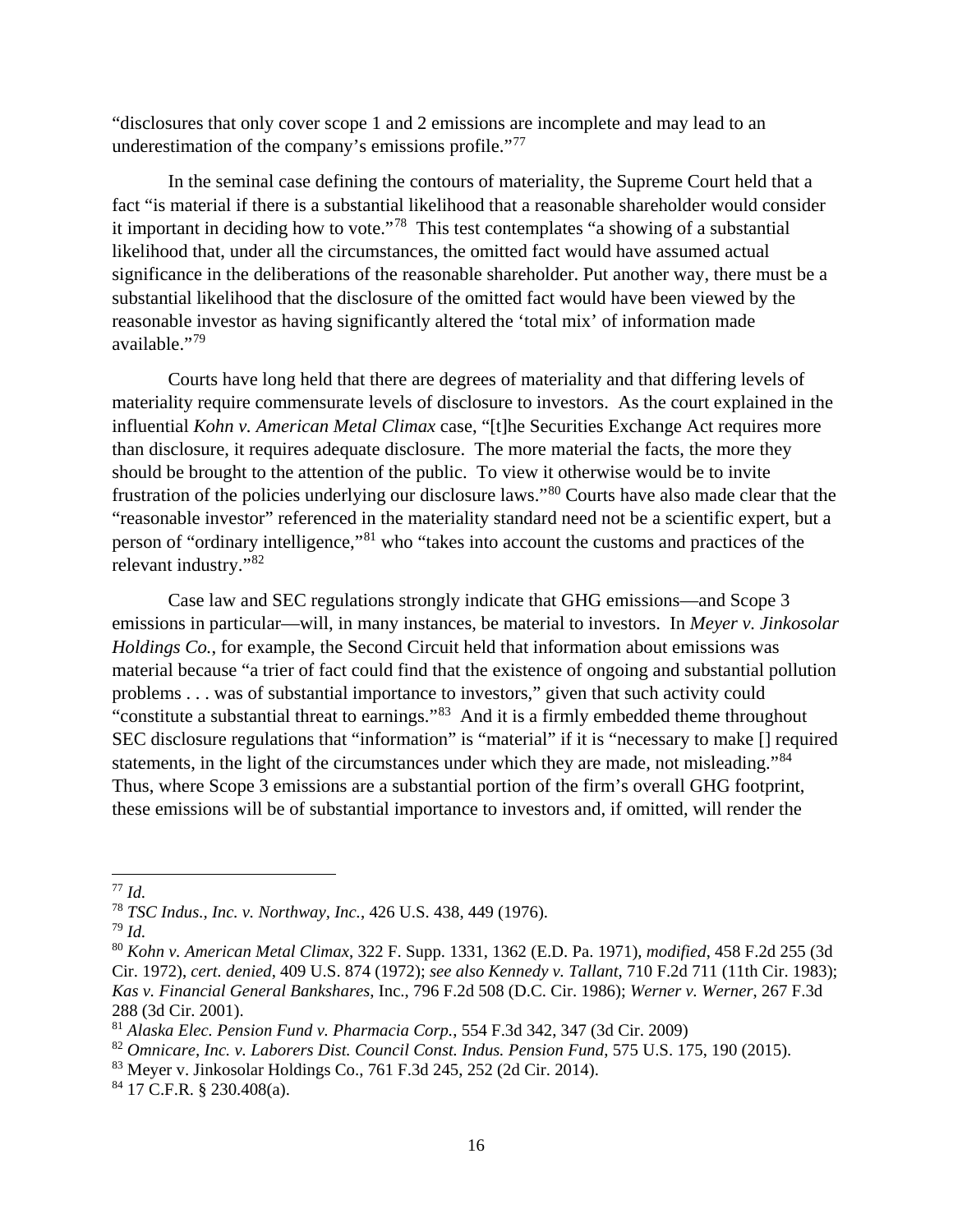"disclosures that only cover scope 1 and 2 emissions are incomplete and may lead to an underestimation of the company's emissions profile."[77]

In the seminal case defining the contours of materiality, the Supreme Court held that a fact "is material if there is a substantial likelihood that a reasonable shareholder would consider it important in deciding how to vote."[78] This test contemplates "a showing of a substantial likelihood that, under all the circumstances, the omitted fact would have assumed actual significance in the deliberations of the reasonable shareholder. Put another way, there must be a substantial likelihood that the disclosure of the omitted fact would have been viewed by the reasonable investor as having significantly altered the 'total mix' of information made available."[79]

Courts have long held that there are degrees of materiality and that differing levels of materiality require commensurate levels of disclosure to investors. As the court explained in the influential *Kohn v. American Metal Climax* case, "[t]he Securities Exchange Act requires more than disclosure, it requires adequate disclosure. The more material the facts, the more they should be brought to the attention of the public. To view it otherwise would be to invite frustration of the policies underlying our disclosure laws."[80] Courts have also made clear that the "reasonable investor" referenced in the materiality standard need not be a scientific expert, but a person of "ordinary intelligence,"[81] who "takes into account the customs and practices of the relevant industry."[82]

Case law and SEC regulations strongly indicate that GHG emissions—and Scope 3 emissions in particular—will, in many instances, be material to investors. In *Meyer v. Jinkosolar Holdings Co.*, for example, the Second Circuit held that information about emissions was material because "a trier of fact could find that the existence of ongoing and substantial pollution problems . . . was of substantial importance to investors," given that such activity could "constitute a substantial threat to earnings."[83] And it is a firmly embedded theme throughout SEC disclosure regulations that "information" is "material" if it is "necessary to make [] required statements, in the light of the circumstances under which they are made, not misleading."[84] Thus, where Scope 3 emissions are a substantial portion of the firm's overall GHG footprint, these emissions will be of substantial importance to investors and, if omitted, will render the

---

[77] *Id.*

[78] *TSC Indus., Inc. v. Northway, Inc.*, 426 U.S. 438, 449 (1976).

[79] *Id.*

[80] *Kohn v. American Metal Climax*, 322 F. Supp. 1331, 1362 (E.D. Pa. 1971), *modified*, 458 F.2d 255 (3d Cir. 1972), *cert. denied*, 409 U.S. 874 (1972); *see also Kennedy v. Tallant*, 710 F.2d 711 (11th Cir. 1983); *Kas v. Financial General Bankshares*, Inc., 796 F.2d 508 (D.C. Cir. 1986); *Werner v. Werner*, 267 F.3d 288 (3d Cir. 2001).

[81] *Alaska Elec. Pension Fund v. Pharmacia Corp.*, 554 F.3d 342, 347 (3d Cir. 2009)

[82] *Omnicare, Inc. v. Laborers Dist. Council Const. Indus. Pension Fund*, 575 U.S. 175, 190 (2015).

[83] Meyer v. Jinkosolar Holdings Co., 761 F.3d 245, 252 (2d Cir. 2014).

[84] 17 C.F.R. § 230.408(a).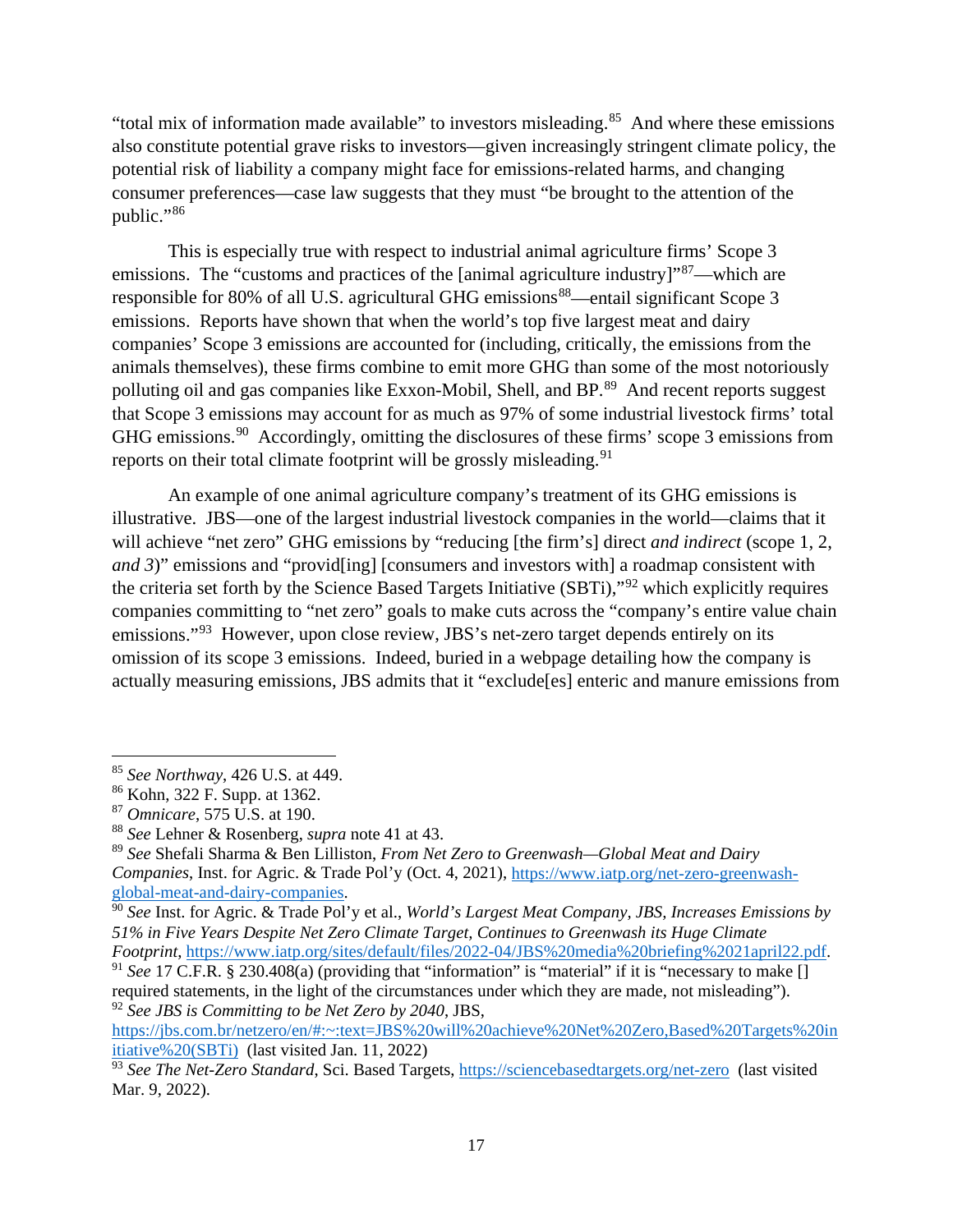"total mix of information made available" to investors misleading.[85] And where these emissions also constitute potential grave risks to investors—given increasingly stringent climate policy, the potential risk of liability a company might face for emissions-related harms, and changing consumer preferences—case law suggests that they must "be brought to the attention of the public."[86]

This is especially true with respect to industrial animal agriculture firms' Scope 3 emissions. The "customs and practices of the [animal agriculture industry]"[87]—which are responsible for 80% of all U.S. agricultural GHG emissions[88]—entail significant Scope 3 emissions. Reports have shown that when the world's top five largest meat and dairy companies' Scope 3 emissions are accounted for (including, critically, the emissions from the animals themselves), these firms combine to emit more GHG than some of the most notoriously polluting oil and gas companies like Exxon-Mobil, Shell, and BP.[89] And recent reports suggest that Scope 3 emissions may account for as much as 97% of some industrial livestock firms' total GHG emissions.[90] Accordingly, omitting the disclosures of these firms' scope 3 emissions from reports on their total climate footprint will be grossly misleading.[91]

An example of one animal agriculture company's treatment of its GHG emissions is illustrative. JBS—one of the largest industrial livestock companies in the world—claims that it will achieve "net zero" GHG emissions by "reducing [the firm's] direct *and indirect* (scope 1, 2, *and 3*)" emissions and "provid[ing] [consumers and investors with] a roadmap consistent with the criteria set forth by the Science Based Targets Initiative (SBTi),"[92] which explicitly requires companies committing to "net zero" goals to make cuts across the "company's entire value chain emissions."[93] However, upon close review, JBS's net-zero target depends entirely on its omission of its scope 3 emissions. Indeed, buried in a webpage detailing how the company is actually measuring emissions, JBS admits that it "exclude[es] enteric and manure emissions from

---

[85] *See Northway*, 426 U.S. at 449.

[86] Kohn, 322 F. Supp. at 1362.

[87] *Omnicare*, 575 U.S. at 190.

[88] *See* Lehner & Rosenberg, *supra* note 41 at 43.

[89] *See* Shefali Sharma & Ben Lilliston, *From Net Zero to Greenwash—Global Meat and Dairy Companies*, Inst. for Agric. & Trade Pol'y (Oct. 4, 2021), https://www.iatp.org/net-zero-greenwash-global-meat-and-dairy-companies.

[90] *See* Inst. for Agric. & Trade Pol'y et al., *World's Largest Meat Company, JBS, Increases Emissions by 51% in Five Years Despite Net Zero Climate Target, Continues to Greenwash its Huge Climate Footprint*, https://www.iatp.org/sites/default/files/2022-04/JBS%20media%20briefing%2021april22.pdf.

[91] *See* 17 C.F.R. § 230.408(a) (providing that "information" is "material" if it is "necessary to make [] required statements, in the light of the circumstances under which they are made, not misleading").

[92] *See JBS is Committing to be Net Zero by 2040*, JBS, https://jbs.com.br/netzero/en/#:~:text=JBS%20will%20achieve%20Net%20Zero,Based%20Targets%20initiative%20(SBTi) (last visited Jan. 11, 2022)

[93] *See The Net-Zero Standard*, Sci. Based Targets, https://sciencebasedtargets.org/net-zero (last visited Mar. 9, 2022).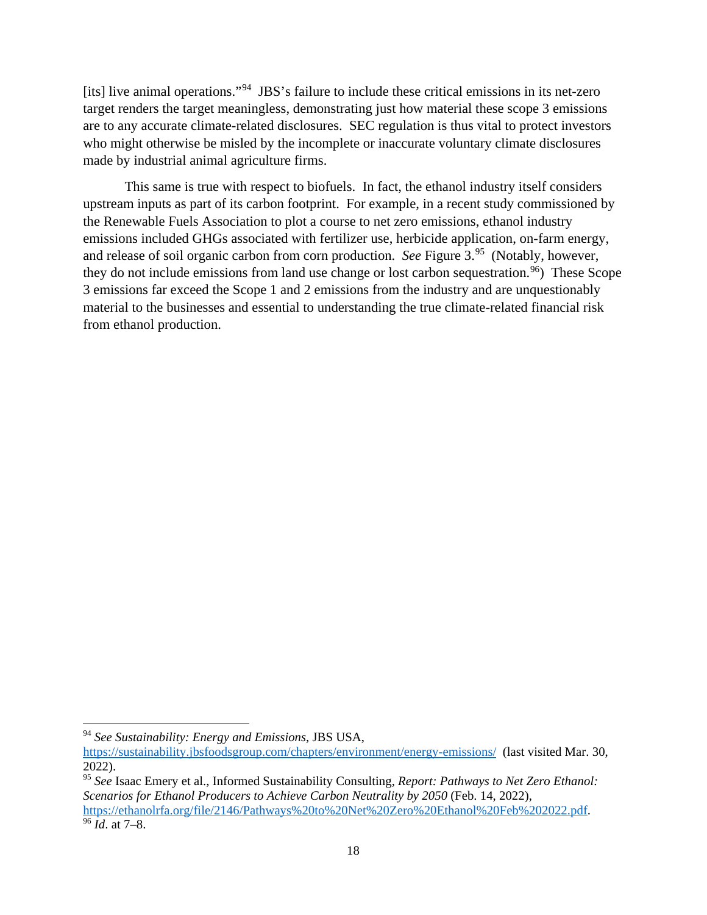[its] live animal operations."[94] JBS's failure to include these critical emissions in its net-zero target renders the target meaningless, demonstrating just how material these scope 3 emissions are to any accurate climate-related disclosures. SEC regulation is thus vital to protect investors who might otherwise be misled by the incomplete or inaccurate voluntary climate disclosures made by industrial animal agriculture firms.

This same is true with respect to biofuels. In fact, the ethanol industry itself considers upstream inputs as part of its carbon footprint. For example, in a recent study commissioned by the Renewable Fuels Association to plot a course to net zero emissions, ethanol industry emissions included GHGs associated with fertilizer use, herbicide application, on-farm energy, and release of soil organic carbon from corn production. *See* Figure 3.[95] (Notably, however, they do not include emissions from land use change or lost carbon sequestration.[96]) These Scope 3 emissions far exceed the Scope 1 and 2 emissions from the industry and are unquestionably material to the businesses and essential to understanding the true climate-related financial risk from ethanol production.

---

[94] *See Sustainability: Energy and Emissions*, JBS USA, https://sustainability.jbsfoodsgroup.com/chapters/environment/energy-emissions/ (last visited Mar. 30, 2022).

[95] *See* Isaac Emery et al., Informed Sustainability Consulting, *Report: Pathways to Net Zero Ethanol: Scenarios for Ethanol Producers to Achieve Carbon Neutrality by 2050* (Feb. 14, 2022), https://ethanolrfa.org/file/2146/Pathways%20to%20Net%20Zero%20Ethanol%20Feb%202022.pdf.

[96] *Id*. at 7–8.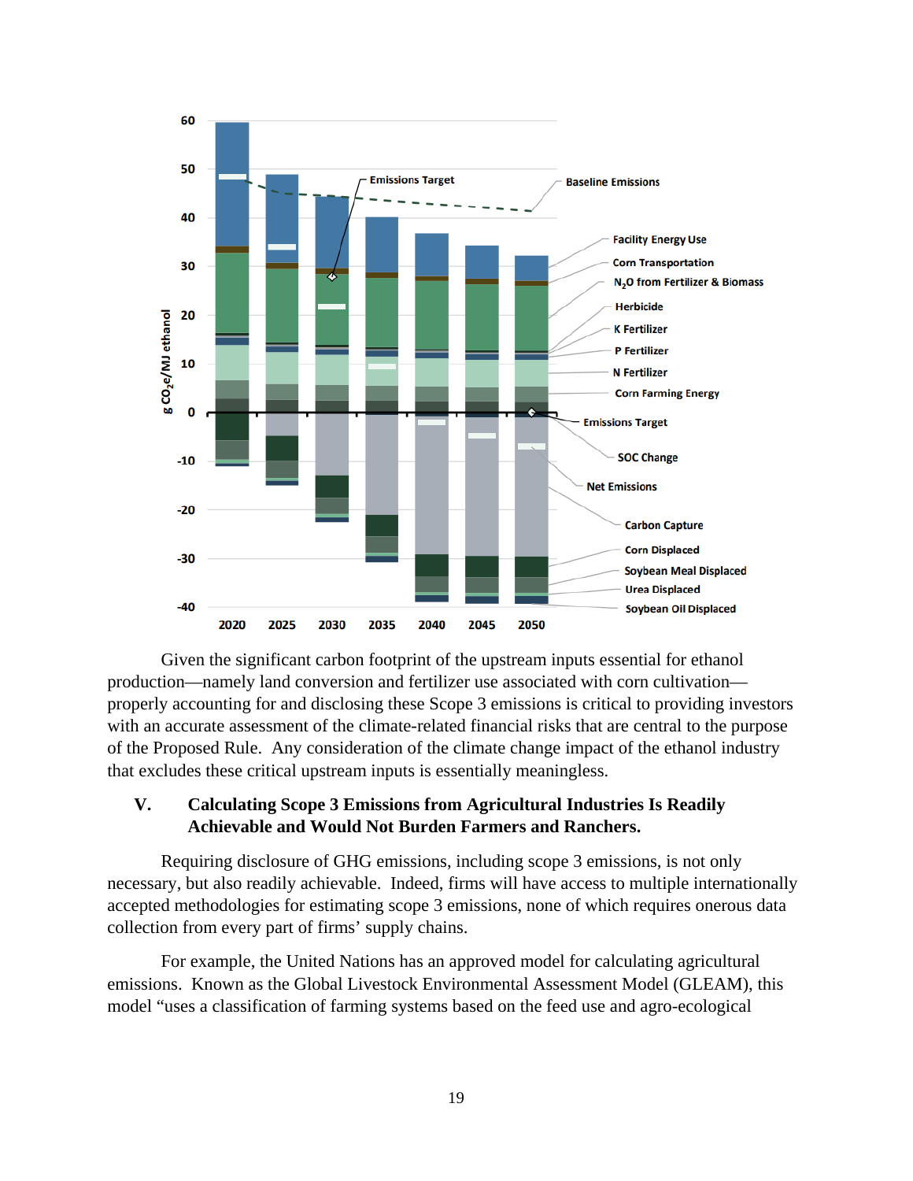Given the significant carbon footprint of the upstream inputs essential for ethanol production—namely land conversion and fertilizer use associated with corn cultivation—properly accounting for and disclosing these Scope 3 emissions is critical to providing investors with an accurate assessment of the climate-related financial risks that are central to the purpose of the Proposed Rule. Any consideration of the climate change impact of the ethanol industry that excludes these critical upstream inputs is essentially meaningless.

## V. Calculating Scope 3 Emissions from Agricultural Industries Is Readily Achievable and Would Not Burden Farmers and Ranchers.

Requiring disclosure of GHG emissions, including scope 3 emissions, is not only necessary, but also readily achievable. Indeed, firms will have access to multiple internationally accepted methodologies for estimating scope 3 emissions, none of which requires onerous data collection from every part of firms' supply chains.

For example, the United Nations has an approved model for calculating agricultural emissions. Known as the Global Livestock Environmental Assessment Model (GLEAM), this model "uses a classification of farming systems based on the feed use and agro-ecological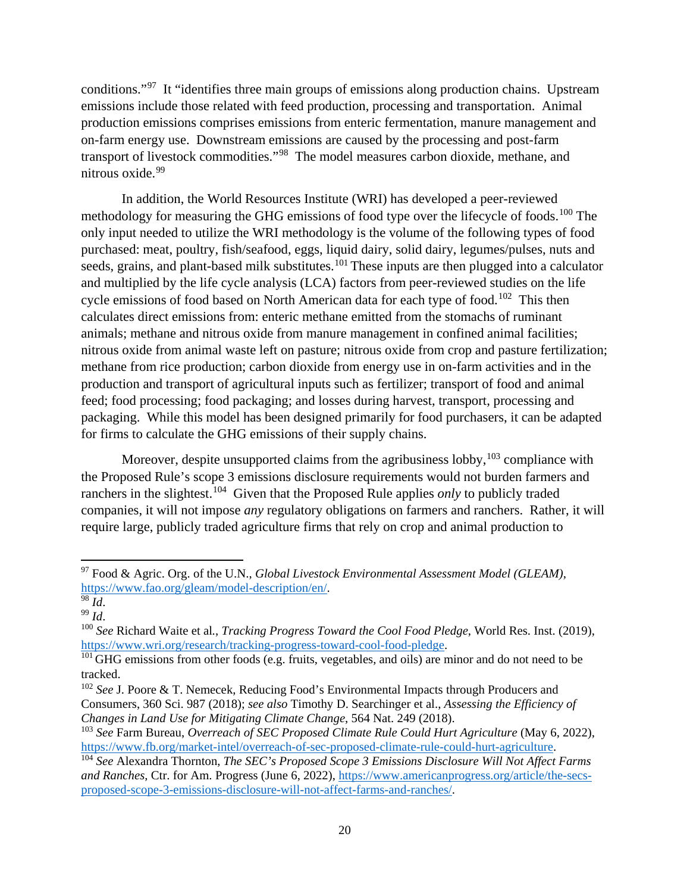conditions."[97] It "identifies three main groups of emissions along production chains. Upstream emissions include those related with feed production, processing and transportation. Animal production emissions comprises emissions from enteric fermentation, manure management and on-farm energy use. Downstream emissions are caused by the processing and post-farm transport of livestock commodities."[98] The model measures carbon dioxide, methane, and nitrous oxide.[99]

In addition, the World Resources Institute (WRI) has developed a peer-reviewed methodology for measuring the GHG emissions of food type over the lifecycle of foods.[100] The only input needed to utilize the WRI methodology is the volume of the following types of food purchased: meat, poultry, fish/seafood, eggs, liquid dairy, solid dairy, legumes/pulses, nuts and seeds, grains, and plant-based milk substitutes.[101] These inputs are then plugged into a calculator and multiplied by the life cycle analysis (LCA) factors from peer-reviewed studies on the life cycle emissions of food based on North American data for each type of food.[102] This then calculates direct emissions from: enteric methane emitted from the stomachs of ruminant animals; methane and nitrous oxide from manure management in confined animal facilities; nitrous oxide from animal waste left on pasture; nitrous oxide from crop and pasture fertilization; methane from rice production; carbon dioxide from energy use in on-farm activities and in the production and transport of agricultural inputs such as fertilizer; transport of food and animal feed; food processing; food packaging; and losses during harvest, transport, processing and packaging. While this model has been designed primarily for food purchasers, it can be adapted for firms to calculate the GHG emissions of their supply chains.

Moreover, despite unsupported claims from the agribusiness lobby,[103] compliance with the Proposed Rule's scope 3 emissions disclosure requirements would not burden farmers and ranchers in the slightest.[104] Given that the Proposed Rule applies *only* to publicly traded companies, it will not impose *any* regulatory obligations on farmers and ranchers. Rather, it will require large, publicly traded agriculture firms that rely on crop and animal production to

---

[97] Food & Agric. Org. of the U.N., *Global Livestock Environmental Assessment Model (GLEAM)*, https://www.fao.org/gleam/model-description/en/.

[98] *Id*.

[99] *Id*.

[100] *See* Richard Waite et al., *Tracking Progress Toward the Cool Food Pledge*, World Res. Inst. (2019), https://www.wri.org/research/tracking-progress-toward-cool-food-pledge.

[101] GHG emissions from other foods (e.g. fruits, vegetables, and oils) are minor and do not need to be tracked.

[102] *See* J. Poore & T. Nemecek, Reducing Food's Environmental Impacts through Producers and Consumers, 360 Sci. 987 (2018); *see also* Timothy D. Searchinger et al., *Assessing the Efficiency of Changes in Land Use for Mitigating Climate Change*, 564 Nat. 249 (2018).

[103] *See* Farm Bureau, *Overreach of SEC Proposed Climate Rule Could Hurt Agriculture* (May 6, 2022), https://www.fb.org/market-intel/overreach-of-sec-proposed-climate-rule-could-hurt-agriculture.

[104] *See* Alexandra Thornton, *The SEC's Proposed Scope 3 Emissions Disclosure Will Not Affect Farms and Ranches*, Ctr. for Am. Progress (June 6, 2022), https://www.americanprogress.org/article/the-secs-proposed-scope-3-emissions-disclosure-will-not-affect-farms-and-ranches/.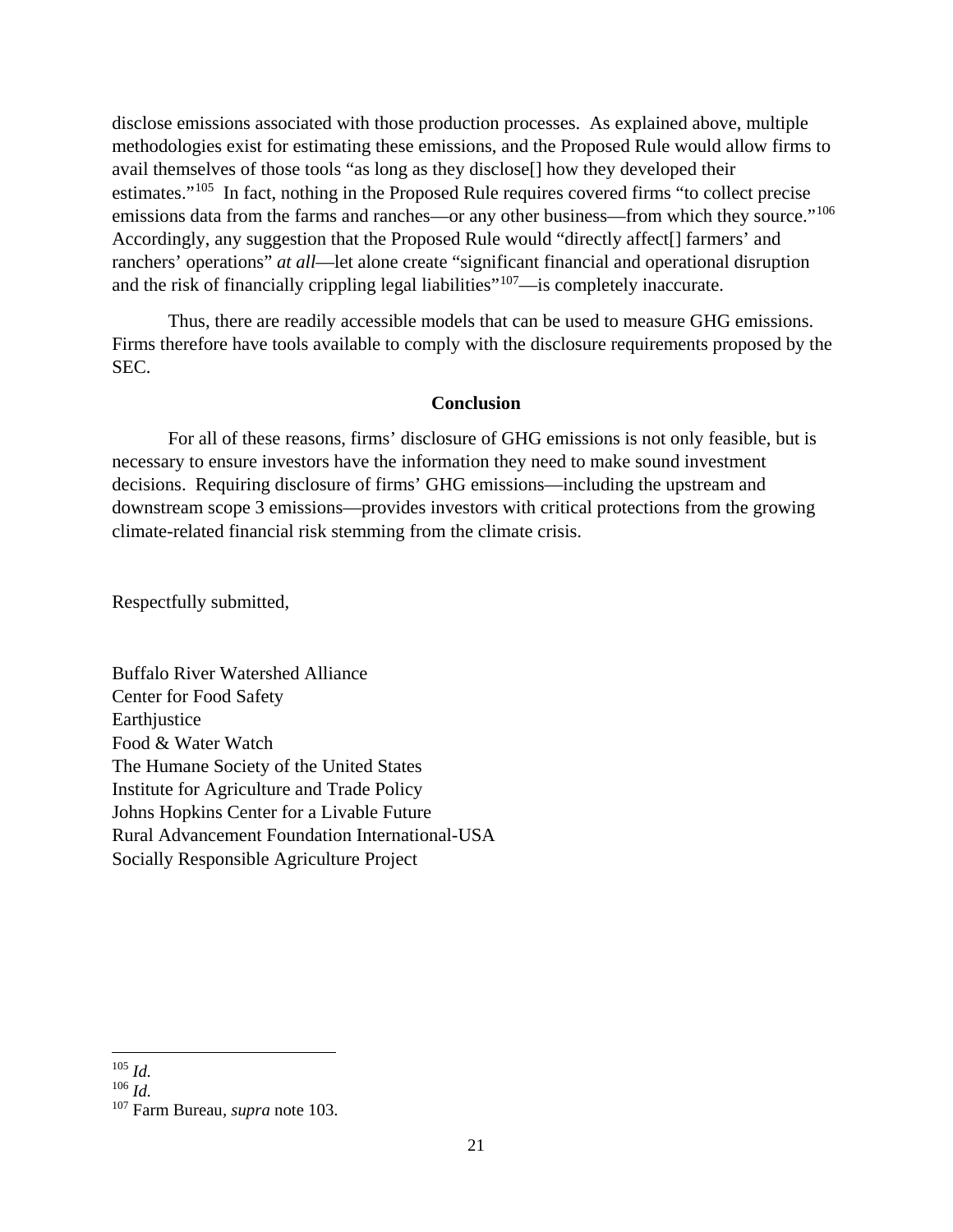disclose emissions associated with those production processes. As explained above, multiple methodologies exist for estimating these emissions, and the Proposed Rule would allow firms to avail themselves of those tools "as long as they disclose[] how they developed their estimates."[105] In fact, nothing in the Proposed Rule requires covered firms "to collect precise emissions data from the farms and ranches—or any other business—from which they source."[106] Accordingly, any suggestion that the Proposed Rule would "directly affect[] farmers' and ranchers' operations" *at all*—let alone create "significant financial and operational disruption and the risk of financially crippling legal liabilities"[107]—is completely inaccurate.

Thus, there are readily accessible models that can be used to measure GHG emissions. Firms therefore have tools available to comply with the disclosure requirements proposed by the SEC.

## Conclusion

For all of these reasons, firms' disclosure of GHG emissions is not only feasible, but is necessary to ensure investors have the information they need to make sound investment decisions. Requiring disclosure of firms' GHG emissions—including the upstream and downstream scope 3 emissions—provides investors with critical protections from the growing climate-related financial risk stemming from the climate crisis.

Respectfully submitted,

Buffalo River Watershed Alliance
Center for Food Safety
Earthjustice
Food & Water Watch
The Humane Society of the United States
Institute for Agriculture and Trade Policy
Johns Hopkins Center for a Livable Future
Rural Advancement Foundation International-USA
Socially Responsible Agriculture Project

---

[105] *Id.*
[106] *Id.*
[107] Farm Bureau, *supra* note 103.